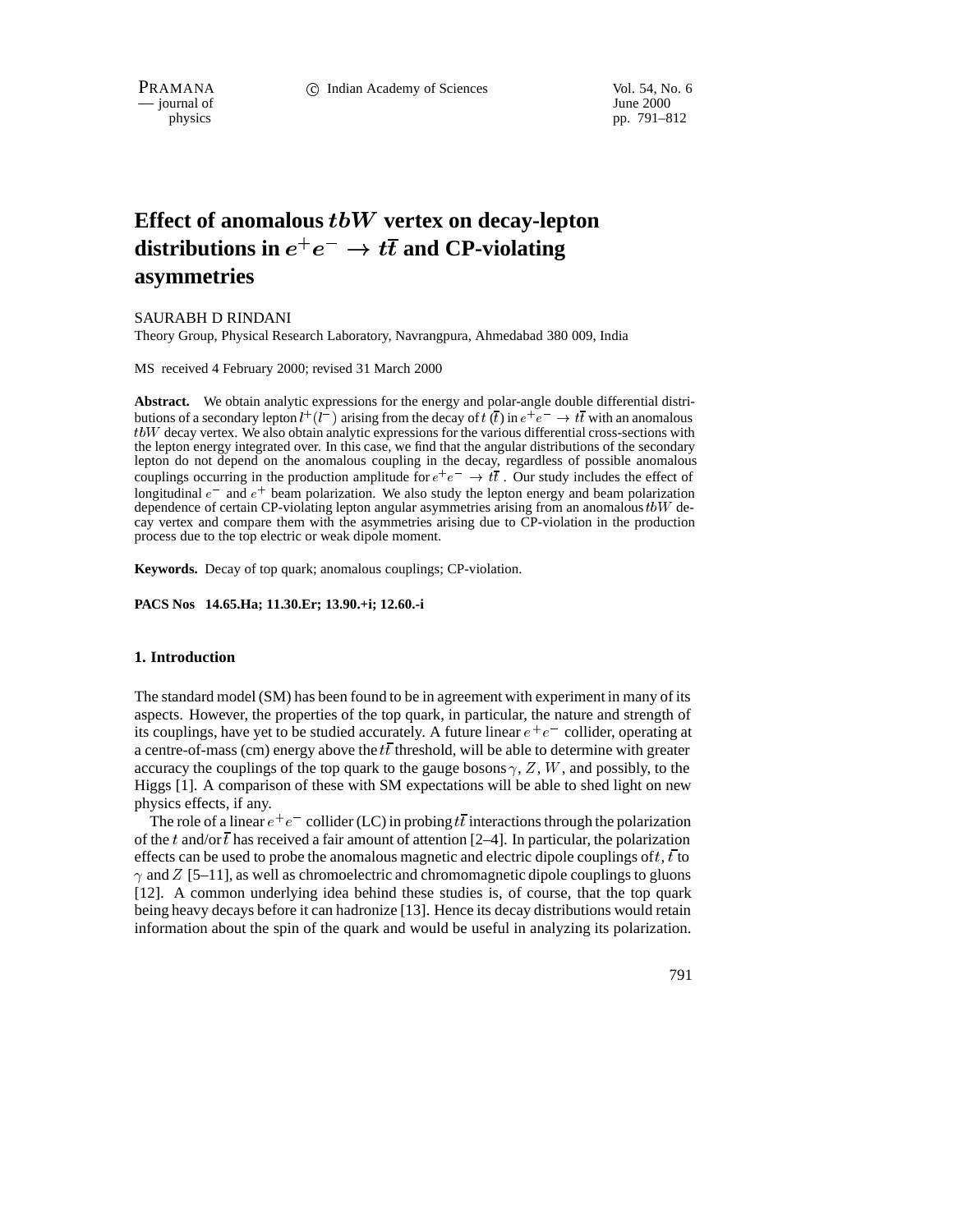# Effect of anomalous $tbW$ vertex on decay-lepton distributions in $e^+e^- \to t\bar{t}$ and CP-violating asymmetries

SAURABH D RINDANI

Theory Group, Physical Research Laboratory, Navrangpura, Ahmedabad 380 009, India

MS received 4 February 2000; revised 31 March 2000

**Abstract.** We obtain analytic expressions for the energy and polar-angle double differential distributions of a secondary lepton $l^+(l^-)$ arising from the decay of $t$ ($\bar{t}$) in $e^+e^- \to t\bar{t}$ with an anomalous $tbW$ decay vertex. We also obtain analytic expressions for the various differential cross-sections with the lepton energy integrated over. In this case, we find that the angular distributions of the secondary lepton do not depend on the anomalous coupling in the decay, regardless of possible anomalous couplings occurring in the production amplitude for $e^+e^- \to t\bar{t}$. Our study includes the effect of longitudinal $e^-$ and $e^+$ beam polarization. We also study the lepton energy and beam polarization dependence of certain CP-violating lepton angular asymmetries arising from an anomalous $tbW$ decay vertex and compare them with the asymmetries arising due to CP-violation in the production process due to the top electric or weak dipole moment.

**Keywords.** Decay of top quark; anomalous couplings; CP-violation.

**PACS Nos 14.65.Ha; 11.30.Er; 13.90.+i; 12.60.-i**

## 1. Introduction

The standard model (SM) has been found to be in agreement with experiment in many of its aspects. However, the properties of the top quark, in particular, the nature and strength of its couplings, have yet to be studied accurately. A future linear $e^+e^-$ collider, operating at a centre-of-mass (cm) energy above the $t\bar{t}$ threshold, will be able to determine with greater accuracy the couplings of the top quark to the gauge bosons $\gamma$, $Z$, $W$, and possibly, to the Higgs [1]. A comparison of these with SM expectations will be able to shed light on new physics effects, if any.

The role of a linear $e^+e^-$ collider (LC) in probing $t\bar{t}$ interactions through the polarization of the $t$ and/or $\bar{t}$ has received a fair amount of attention [2–4]. In particular, the polarization effects can be used to probe the anomalous magnetic and electric dipole couplings of $t$, $\bar{t}$ to $\gamma$ and $Z$ [5–11], as well as chromoelectric and chromomagnetic dipole couplings to gluons [12]. A common underlying idea behind these studies is, of course, that the top quark being heavy decays before it can hadronize [13]. Hence its decay distributions would retain information about the spin of the quark and would be useful in analyzing its polarization.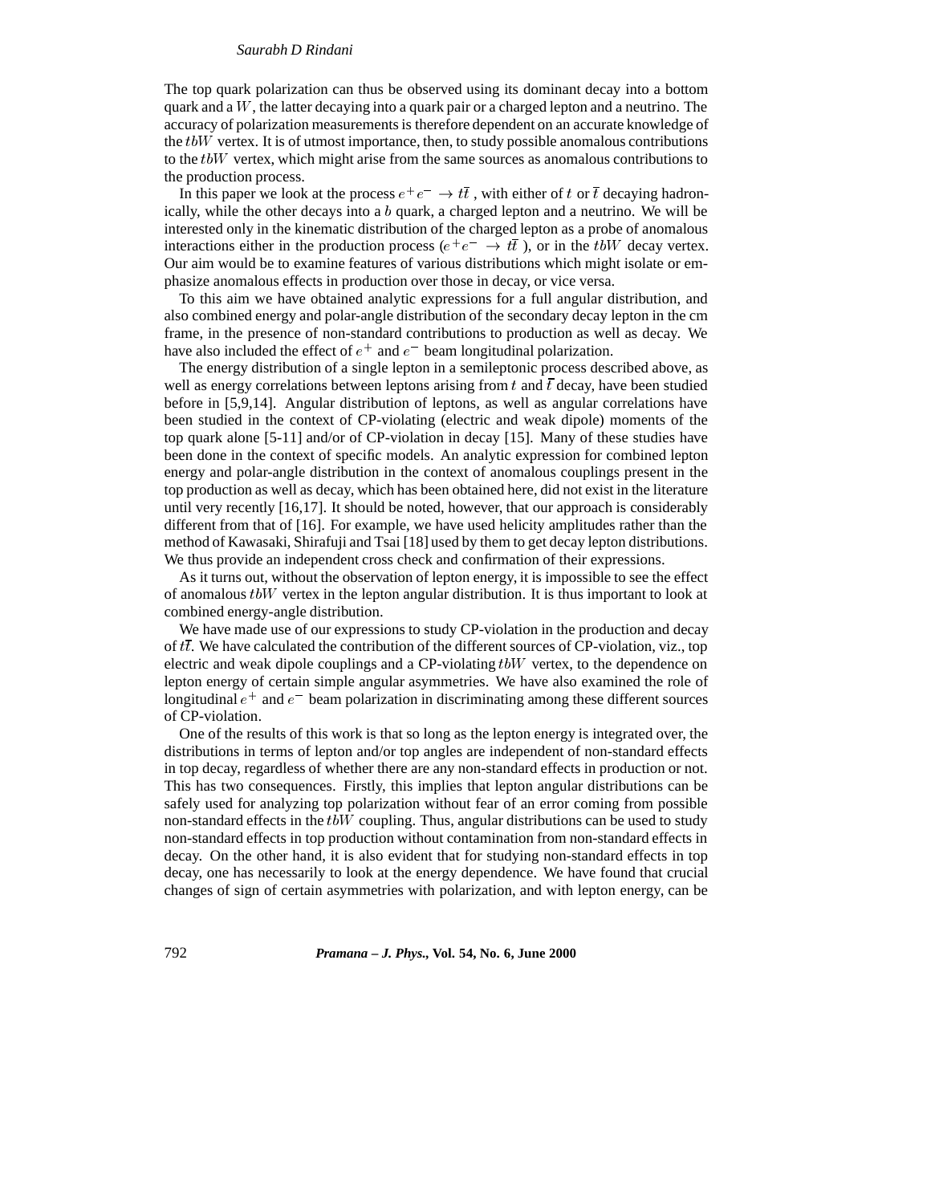The top quark polarization can thus be observed using its dominant decay into a bottom quark and a $W$, the latter decaying into a quark pair or a charged lepton and a neutrino. The accuracy of polarization measurements is therefore dependent on an accurate knowledge of the $tbW$ vertex. It is of utmost importance, then, to study possible anomalous contributions to the $tbW$ vertex, which might arise from the same sources as anomalous contributions to the production process.

In this paper we look at the process $e^+e^- \to t\bar{t}$ , with either of $t$ or $\bar{t}$ decaying hadronically, while the other decays into a $b$ quark, a charged lepton and a neutrino. We will be interested only in the kinematic distribution of the charged lepton as a probe of anomalous interactions either in the production process ($e^+e^- \to t\bar{t}$ ), or in the $tbW$ decay vertex. Our aim would be to examine features of various distributions which might isolate or emphasize anomalous effects in production over those in decay, or vice versa.

To this aim we have obtained analytic expressions for a full angular distribution, and also combined energy and polar-angle distribution of the secondary decay lepton in the cm frame, in the presence of non-standard contributions to production as well as decay. We have also included the effect of $e^+$ and $e^-$ beam longitudinal polarization.

The energy distribution of a single lepton in a semileptonic process described above, as well as energy correlations between leptons arising from $t$ and $\bar{t}$ decay, have been studied before in [5,9,14]. Angular distribution of leptons, as well as angular correlations have been studied in the context of CP-violating (electric and weak dipole) moments of the top quark alone [5-11] and/or of CP-violation in decay [15]. Many of these studies have been done in the context of specific models. An analytic expression for combined lepton energy and polar-angle distribution in the context of anomalous couplings present in the top production as well as decay, which has been obtained here, did not exist in the literature until very recently [16,17]. It should be noted, however, that our approach is considerably different from that of [16]. For example, we have used helicity amplitudes rather than the method of Kawasaki, Shirafuji and Tsai [18] used by them to get decay lepton distributions. We thus provide an independent cross check and confirmation of their expressions.

As it turns out, without the observation of lepton energy, it is impossible to see the effect of anomalous $tbW$ vertex in the lepton angular distribution. It is thus important to look at combined energy-angle distribution.

We have made use of our expressions to study CP-violation in the production and decay of $t\bar{t}$. We have calculated the contribution of the different sources of CP-violation, viz., top electric and weak dipole couplings and a CP-violating $tbW$ vertex, to the dependence on lepton energy of certain simple angular asymmetries. We have also examined the role of longitudinal $e^+$ and $e^-$ beam polarization in discriminating among these different sources of CP-violation.

One of the results of this work is that so long as the lepton energy is integrated over, the distributions in terms of lepton and/or top angles are independent of non-standard effects in top decay, regardless of whether there are any non-standard effects in production or not. This has two consequences. Firstly, this implies that lepton angular distributions can be safely used for analyzing top polarization without fear of an error coming from possible non-standard effects in the $tbW$ coupling. Thus, angular distributions can be used to study non-standard effects in top production without contamination from non-standard effects in decay. On the other hand, it is also evident that for studying non-standard effects in top decay, one has necessarily to look at the energy dependence. We have found that crucial changes of sign of certain asymmetries with polarization, and with lepton energy, can be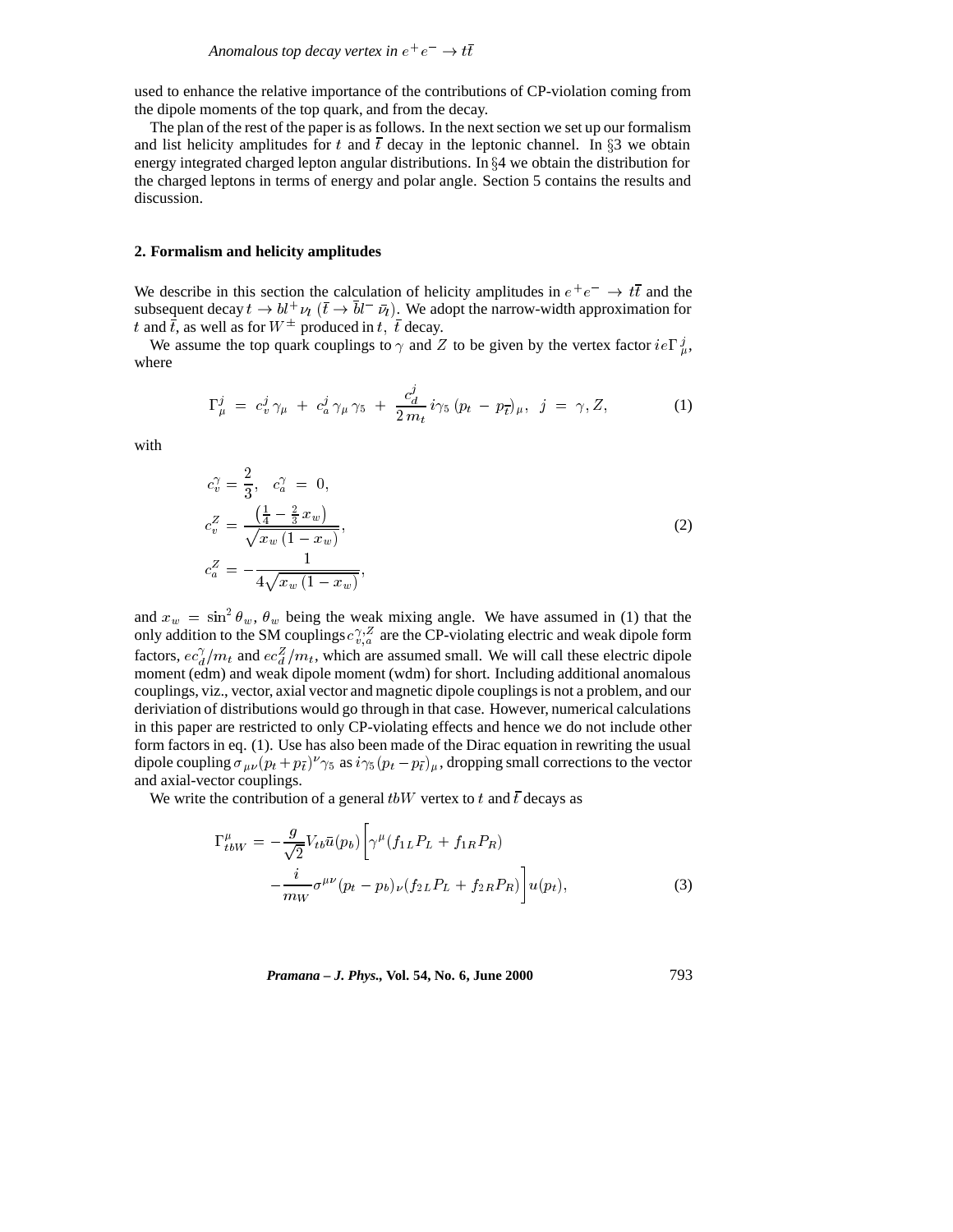used to enhance the relative importance of the contributions of CP-violation coming from the dipole moments of the top quark, and from the decay.

The plan of the rest of the paper is as follows. In the next section we set up our formalism and list helicity amplitudes for $t$ and $\bar{t}$ decay in the leptonic channel. In §3 we obtain energy integrated charged lepton angular distributions. In §4 we obtain the distribution for the charged leptons in terms of energy and polar angle. Section 5 contains the results and discussion.

## 2. Formalism and helicity amplitudes

We describe in this section the calculation of helicity amplitudes in $e^+e^- \to t\bar{t}$ and the subsequent decay $t \to bl^+\nu_l$ ($\bar{t} \to \bar{b}l^-\bar{\nu_l}$). We adopt the narrow-width approximation for $t$ and $\bar{t}$, as well as for $W^\pm$ produced in $t$, $\bar{t}$ decay.

We assume the top quark couplings to $\gamma$ and $Z$ to be given by the vertex factor $ie\Gamma^j_\mu$, where

$$\Gamma^j_\mu = c^j_v \gamma_\mu + c^j_a \gamma_\mu \gamma_5 + \frac{c^j_d}{2m_t} i\gamma_5 (p_t - p_{\bar{t}})_\mu, \quad j = \gamma, Z, \tag{1}$$

with

$$\begin{aligned}
c^\gamma_v &= \frac{2}{3}, \quad c^\gamma_a = 0, \\
c^Z_v &= \frac{\left(\frac{1}{4} - \frac{2}{3}x_w\right)}{\sqrt{x_w(1-x_w)}}, \\
c^Z_a &= -\frac{1}{4\sqrt{x_w(1-x_w)}},
\end{aligned} \tag{2}$$

and $x_w = \sin^2\theta_w$, $\theta_w$ being the weak mixing angle. We have assumed in (1) that the only addition to the SM couplings $c^{\gamma,Z}_{v,a}$ are the CP-violating electric and weak dipole form factors, $ec^\gamma_d/m_t$ and $ec^Z_d/m_t$, which are assumed small. We will call these electric dipole moment (edm) and weak dipole moment (wdm) for short. Including additional anomalous couplings, viz., vector, axial vector and magnetic dipole couplings is not a problem, and our deriviation of distributions would go through in that case. However, numerical calculations in this paper are restricted to only CP-violating effects and hence we do not include other form factors in eq. (1). Use has also been made of the Dirac equation in rewriting the usual dipole coupling $\sigma_{\mu\nu}(p_t + p_{\bar{t}})^\nu \gamma_5$ as $i\gamma_5(p_t - p_{\bar{t}})_\mu$, dropping small corrections to the vector and axial-vector couplings.

We write the contribution of a general $tbW$ vertex to $t$ and $\bar{t}$ decays as

$$\begin{aligned}
\Gamma^\mu_{tbW} = -\frac{g}{\sqrt{2}} V_{tb} \bar{u}(p_b) \bigg[ &\gamma^\mu (f_{1L} P_L + f_{1R} P_R) \\
&- \frac{i}{m_W} \sigma^{\mu\nu} (p_t - p_b)_\nu (f_{2L} P_L + f_{2R} P_R) \bigg] u(p_t),
\end{aligned} \tag{3}$$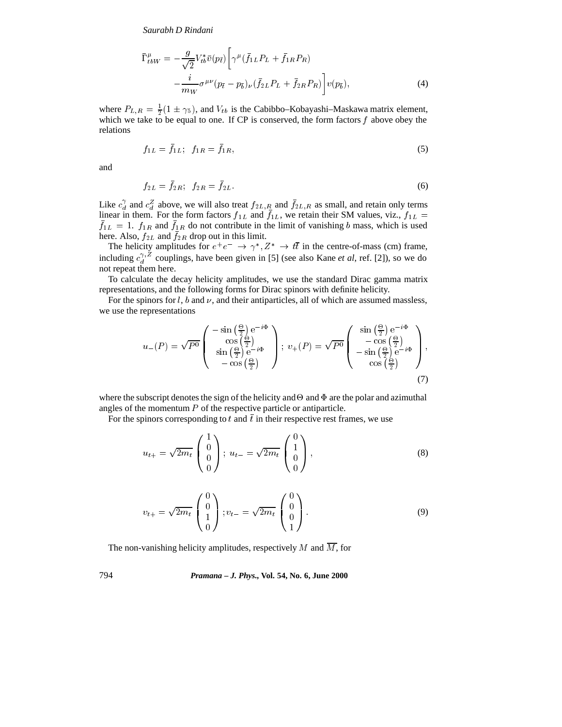$$
\bar{\Gamma}^{\mu}_{tbW} = -\frac{g}{\sqrt{2}} V^{*}_{tb} \bar{v}(p_{\bar{t}}) \left[ \gamma^{\mu} (\bar{f}_{1L} P_L + \bar{f}_{1R} P_R) \right.
$$
$$
\left. - \frac{i}{m_W} \sigma^{\mu\nu} (p_{\bar{t}} - p_{\bar{b}})_{\nu} (\bar{f}_{2L} P_L + \bar{f}_{2R} P_R) \right] v(p_{\bar{b}}), \tag{4}
$$

where $P_{L,R} = \frac{1}{2}(1 \pm \gamma_5)$, and $V_{tb}$ is the Cabibbo–Kobayashi–Maskawa matrix element, which we take to be equal to one. If CP is conserved, the form factors $f$ above obey the relations

$$
f_{1L} = \bar{f}_{1L}; \;\; f_{1R} = \bar{f}_{1R}, \tag{5}
$$

and

$$
f_{2L} = \bar{f}_{2R}; \;\; f_{2R} = \bar{f}_{2L}. \tag{6}
$$

Like $c_d^{\gamma}$ and $c_d^Z$ above, we will also treat $f_{2L,R}$ and $\bar{f}_{2L,R}$ as small, and retain only terms linear in them. For the form factors $f_{1L}$ and $\bar{f}_{1L}$, we retain their SM values, viz., $f_{1L} = \bar{f}_{1L} = 1$. $f_{1R}$ and $\bar{f}_{1R}$ do not contribute in the limit of vanishing $b$ mass, which is used here. Also, $f_{2L}$ and $\bar{f}_{2R}$ drop out in this limit.

The helicity amplitudes for $e^+e^- \to \gamma^*, Z^* \to t\bar{t}$ in the centre-of-mass (cm) frame, including $c_d^{\gamma,Z}$ couplings, have been given in [5] (see also Kane *et al*, ref. [2]), so we do not repeat them here.

To calculate the decay helicity amplitudes, we use the standard Dirac gamma matrix representations, and the following forms for Dirac spinors with definite helicity.

For the spinors for $l$, $b$ and $\nu$, and their antiparticles, all of which are assumed massless, we use the representations

$$
u_-(P) = \sqrt{P^0} \begin{pmatrix} -\sin\left(\frac{\Theta}{2}\right) \mathrm{e}^{-i\Phi} \\ \cos\left(\frac{\Theta}{2}\right) \\ \sin\left(\frac{\Theta}{2}\right) \mathrm{e}^{-i\Phi} \\ -\cos\left(\frac{\Theta}{2}\right) \end{pmatrix}; \; v_+(P) = \sqrt{P^0} \begin{pmatrix} \sin\left(\frac{\Theta}{2}\right) \mathrm{e}^{-i\Phi} \\ -\cos\left(\frac{\Theta}{2}\right) \\ -\sin\left(\frac{\Theta}{2}\right) \mathrm{e}^{-i\Phi} \\ \cos\left(\frac{\Theta}{2}\right) \end{pmatrix}, \tag{7}
$$

where the subscript denotes the sign of the helicity and $\Theta$ and $\Phi$ are the polar and azimuthal angles of the momentum $P$ of the respective particle or antiparticle.

For the spinors corresponding to $t$ and $\bar{t}$ in their respective rest frames, we use

$$
u_{t+} = \sqrt{2m_t} \begin{pmatrix} 1 \\ 0 \\ 0 \\ 0 \end{pmatrix}; \; u_{t-} = \sqrt{2m_t} \begin{pmatrix} 0 \\ 1 \\ 0 \\ 0 \end{pmatrix}, \tag{8}
$$

$$
v_{t+} = \sqrt{2m_t} \begin{pmatrix} 0 \\ 0 \\ 1 \\ 0 \end{pmatrix}; v_{t-} = \sqrt{2m_t} \begin{pmatrix} 0 \\ 0 \\ 0 \\ 1 \end{pmatrix}. \tag{9}
$$

The non-vanishing helicity amplitudes, respectively $M$ and $\overline{M}$, for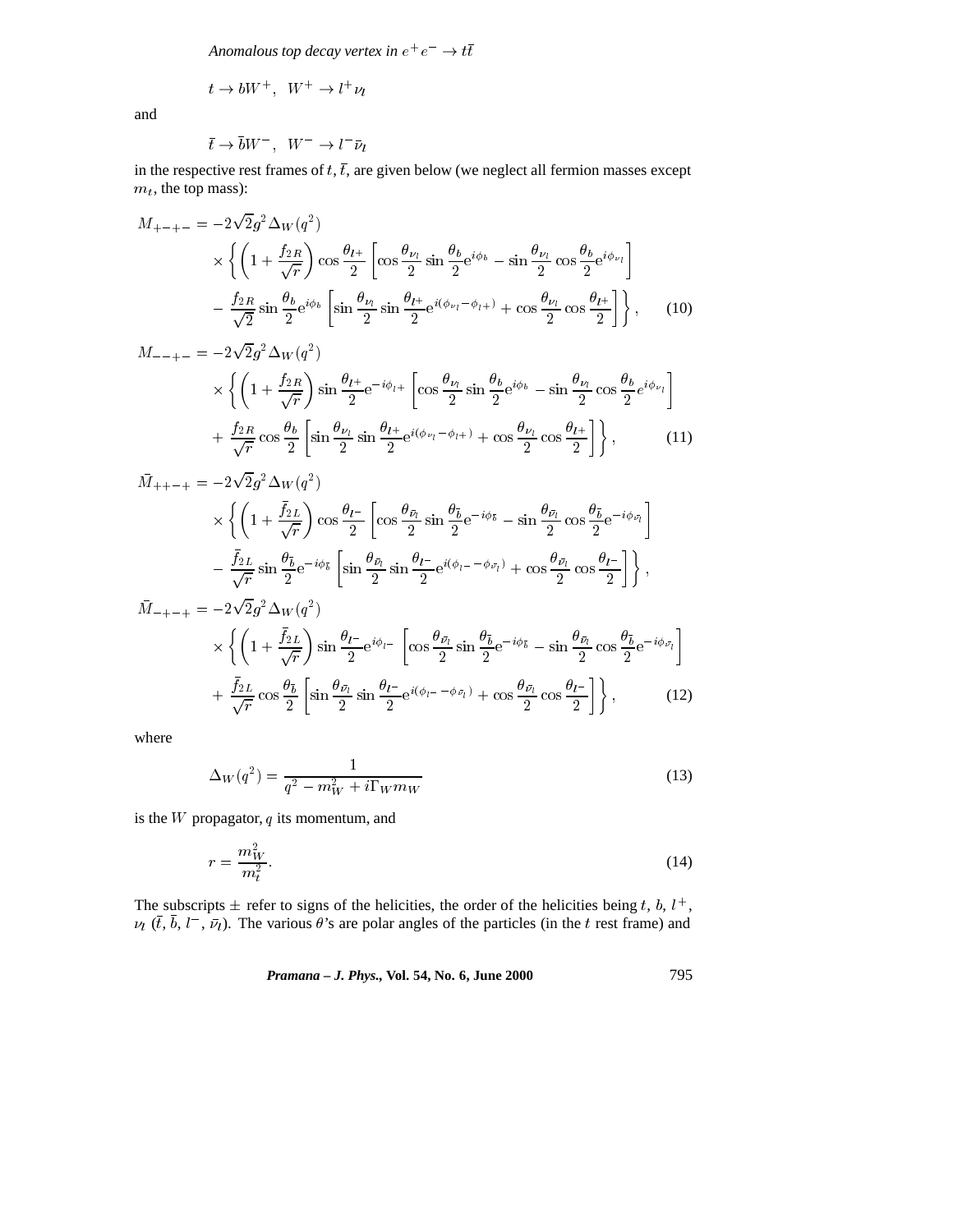$$t \to bW^+, \;\; W^+ \to l^+ \nu_l$$

and

$$\bar{t} \to \bar{b}W^-, \;\; W^- \to l^- \bar{\nu}_l$$

in the respective rest frames of $t, \bar{t}$, are given below (we neglect all fermion masses except $m_t$, the top mass):

$$\begin{aligned}
M_{+-+-} = & -2\sqrt{2}g^2 \Delta_W(q^2) \\
& \times \left\{ \left(1 + \frac{f_{2R}}{\sqrt{r}}\right) \cos\frac{\theta_{l^+}}{2} \left[\cos\frac{\theta_{\nu_l}}{2} \sin\frac{\theta_b}{2} \mathrm{e}^{i\phi_b} - \sin\frac{\theta_{\nu_l}}{2} \cos\frac{\theta_b}{2} \mathrm{e}^{i\phi_{\nu_l}}\right] \right. \\
& \left. - \frac{f_{2R}}{\sqrt{2}} \sin\frac{\theta_b}{2} \mathrm{e}^{i\phi_b} \left[\sin\frac{\theta_{\nu_l}}{2} \sin\frac{\theta_{l^+}}{2} \mathrm{e}^{i(\phi_{\nu_l} - \phi_{l^+})} + \cos\frac{\theta_{\nu_l}}{2} \cos\frac{\theta_{l^+}}{2}\right] \right\}, \qquad (10)
\end{aligned}$$

$$\begin{aligned}
M_{--+-} = & -2\sqrt{2}g^2 \Delta_W(q^2) \\
& \times \left\{ \left(1 + \frac{f_{2R}}{\sqrt{r}}\right) \sin\frac{\theta_{l^+}}{2} \mathrm{e}^{-i\phi_{l^+}} \left[\cos\frac{\theta_{\nu_l}}{2} \sin\frac{\theta_b}{2} \mathrm{e}^{i\phi_b} - \sin\frac{\theta_{\nu_l}}{2} \cos\frac{\theta_b}{2} e^{i\phi_{\nu_l}}\right] \right. \\
& \left. + \frac{f_{2R}}{\sqrt{r}} \cos\frac{\theta_b}{2} \left[\sin\frac{\theta_{\nu_l}}{2} \sin\frac{\theta_{l^+}}{2} \mathrm{e}^{i(\phi_{\nu_l} - \phi_{l^+})} + \cos\frac{\theta_{\nu_l}}{2} \cos\frac{\theta_{l^+}}{2}\right] \right\}, \qquad (11)
\end{aligned}$$

$$\begin{aligned}
\bar{M}_{++-+} = & -2\sqrt{2}g^2 \Delta_W(q^2) \\
& \times \left\{ \left(1 + \frac{\bar{f}_{2L}}{\sqrt{r}}\right) \cos\frac{\theta_{l^-}}{2} \left[\cos\frac{\theta_{\bar{\nu}_l}}{2} \sin\frac{\theta_{\bar{b}}}{2} \mathrm{e}^{-i\phi_{\bar{b}}} - \sin\frac{\theta_{\bar{\nu}_l}}{2} \cos\frac{\theta_{\bar{b}}}{2} \mathrm{e}^{-i\phi_{\bar{\nu}_l}}\right] \right. \\
& \left. - \frac{\bar{f}_{2L}}{\sqrt{r}} \sin\frac{\theta_{\bar{b}}}{2} \mathrm{e}^{-i\phi_{\bar{b}}} \left[\sin\frac{\theta_{\bar{\nu}_l}}{2} \sin\frac{\theta_{l^-}}{2} \mathrm{e}^{i(\phi_{l^-} - \phi_{\bar{\nu}_l})} + \cos\frac{\theta_{\bar{\nu}_l}}{2} \cos\frac{\theta_{l^-}}{2}\right] \right\},
\end{aligned}$$

$$\begin{aligned}
\bar{M}_{-+-+} = & -2\sqrt{2}g^2 \Delta_W(q^2) \\
& \times \left\{ \left(1 + \frac{\bar{f}_{2L}}{\sqrt{r}}\right) \sin\frac{\theta_{l^-}}{2} \mathrm{e}^{i\phi_{l^-}} \left[\cos\frac{\theta_{\bar{\nu}_l}}{2} \sin\frac{\theta_{\bar{b}}}{2} \mathrm{e}^{-i\phi_{\bar{b}}} - \sin\frac{\theta_{\bar{\nu}_l}}{2} \cos\frac{\theta_{\bar{b}}}{2} \mathrm{e}^{-i\phi_{\bar{\nu}_l}}\right] \right. \\
& \left. + \frac{\bar{f}_{2L}}{\sqrt{r}} \cos\frac{\theta_{\bar{b}}}{2} \left[\sin\frac{\theta_{\bar{\nu}_l}}{2} \sin\frac{\theta_{l^-}}{2} \mathrm{e}^{i(\phi_{l^-} - \phi_{\bar{\nu}_l})} + \cos\frac{\theta_{\bar{\nu}_l}}{2} \cos\frac{\theta_{l^-}}{2}\right] \right\}, \qquad (12)
\end{aligned}$$

where

$$\Delta_W(q^2) = \frac{1}{q^2 - m_W^2 + i\Gamma_W m_W} \qquad (13)$$

is the $W$ propagator, $q$ its momentum, and

$$r = \frac{m_W^2}{m_t^2}. \qquad (14)$$

The subscripts $\pm$ refer to signs of the helicities, the order of the helicities being $t$, $b$, $l^+$, $\nu_l$ ($\bar{t}$, $\bar{b}$, $l^-$, $\bar{\nu}_l$). The various $\theta$'s are polar angles of the particles (in the $t$ rest frame) and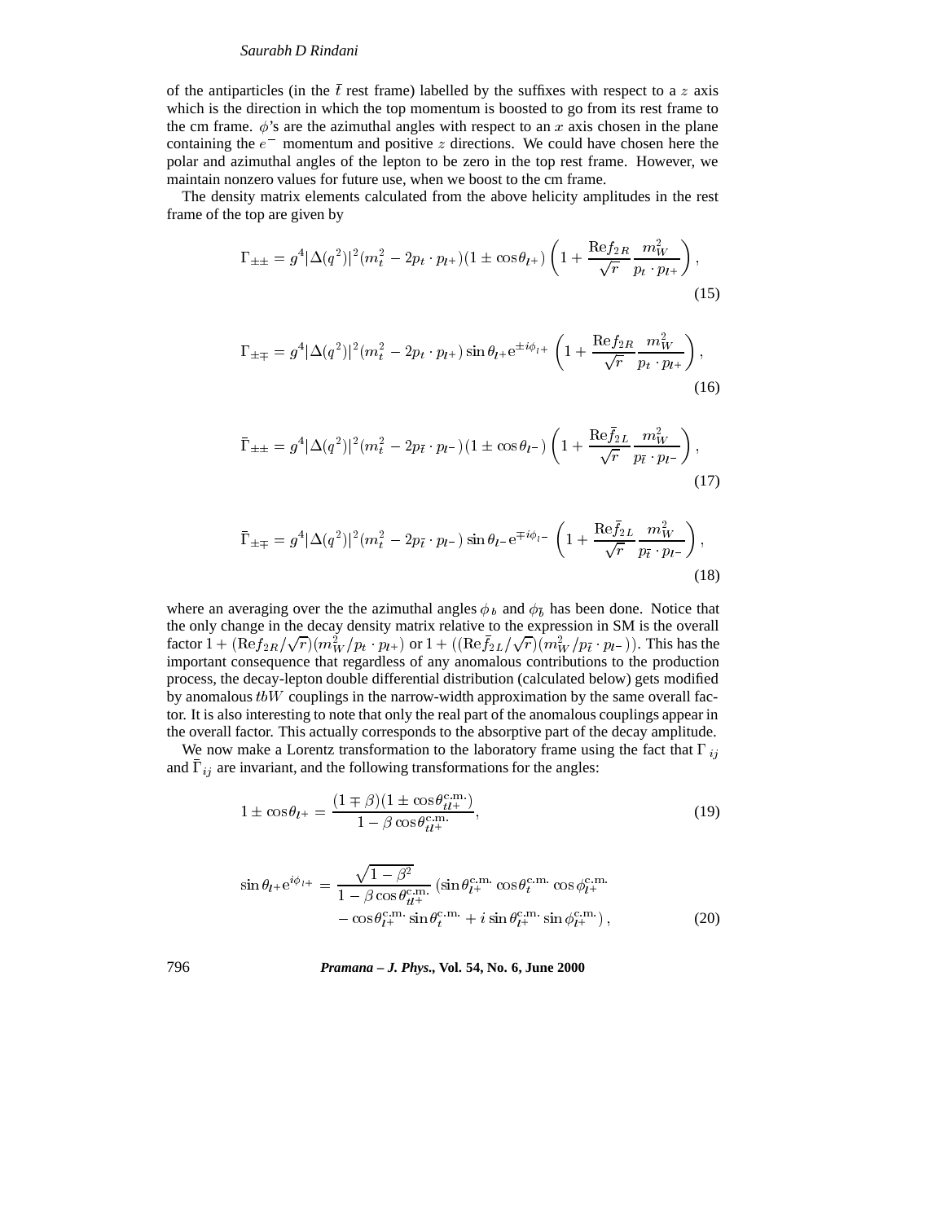of the antiparticles (in the $\bar{t}$ rest frame) labelled by the suffixes with respect to a $z$ axis which is the direction in which the top momentum is boosted to go from its rest frame to the cm frame. $\phi$'s are the azimuthal angles with respect to an $x$ axis chosen in the plane containing the $e^-$ momentum and positive $z$ directions. We could have chosen here the polar and azimuthal angles of the lepton to be zero in the top rest frame. However, we maintain nonzero values for future use, when we boost to the cm frame.

The density matrix elements calculated from the above helicity amplitudes in the rest frame of the top are given by

$$\Gamma_{\pm\pm} = g^4 |\Delta(q^2)|^2 (m_t^2 - 2p_t \cdot p_{l^+})(1 \pm \cos\theta_{l^+}) \left(1 + \frac{\mathrm{Re} f_{2R}}{\sqrt{r}} \frac{m_W^2}{p_t \cdot p_{l^+}}\right), \tag{15}$$

$$\Gamma_{\pm\mp} = g^4 |\Delta(q^2)|^2 (m_t^2 - 2p_t \cdot p_{l^+}) \sin\theta_{l^+} \mathrm{e}^{\pm i\phi_{l^+}} \left(1 + \frac{\mathrm{Re} f_{2R}}{\sqrt{r}} \frac{m_W^2}{p_t \cdot p_{l^+}}\right), \tag{16}$$

$$\bar{\Gamma}_{\pm\pm} = g^4 |\Delta(q^2)|^2 (m_t^2 - 2p_{\bar{t}} \cdot p_{l^-})(1 \pm \cos\theta_{l^-}) \left(1 + \frac{\mathrm{Re} \bar{f}_{2L}}{\sqrt{r}} \frac{m_W^2}{p_{\bar{t}} \cdot p_{l^-}}\right), \tag{17}$$

$$\bar{\Gamma}_{\pm\mp} = g^4 |\Delta(q^2)|^2 (m_t^2 - 2p_{\bar{t}} \cdot p_{l^-}) \sin\theta_{l^-} \mathrm{e}^{\mp i\phi_{l^-}} \left(1 + \frac{\mathrm{Re} \bar{f}_{2L}}{\sqrt{r}} \frac{m_W^2}{p_{\bar{t}} \cdot p_{l^-}}\right), \tag{18}$$

where an averaging over the the azimuthal angles $\phi_b$ and $\phi_{\bar{b}}$ has been done. Notice that the only change in the decay density matrix relative to the expression in SM is the overall factor $1 + (\mathrm{Re} f_{2R}/\sqrt{r})(m_W^2/p_t \cdot p_{l^+})$ or $1 + ((\mathrm{Re} \bar{f}_{2L}/\sqrt{r})(m_W^2/p_{\bar{t}} \cdot p_{l^-}))$. This has the important consequence that regardless of any anomalous contributions to the production process, the decay-lepton double differential distribution (calculated below) gets modified by anomalous $tbW$ couplings in the narrow-width approximation by the same overall factor. It is also interesting to note that only the real part of the anomalous couplings appear in the overall factor. This actually corresponds to the absorptive part of the decay amplitude.

We now make a Lorentz transformation to the laboratory frame using the fact that $\Gamma_{ij}$ and $\bar{\Gamma}_{ij}$ are invariant, and the following transformations for the angles:

$$1 \pm \cos\theta_{l^+} = \frac{(1 \mp \beta)(1 \pm \cos\theta_{tl^+}^{\mathrm{c.m.}})}{1 - \beta \cos\theta_{tl^+}^{\mathrm{c.m.}}}, \tag{19}$$

$$\begin{aligned} \sin\theta_{l^+} \mathrm{e}^{i\phi_{l^+}} = \frac{\sqrt{1-\beta^2}}{1 - \beta\cos\theta_{tl^+}^{\mathrm{c.m.}}} &(\sin\theta_{l^+}^{\mathrm{c.m.}} \cos\theta_t^{\mathrm{c.m.}} \cos\phi_{l^+}^{\mathrm{c.m.}} \\ &- \cos\theta_{l^+}^{\mathrm{c.m.}} \sin\theta_t^{\mathrm{c.m.}} + i \sin\theta_{l^+}^{\mathrm{c.m.}} \sin\phi_{l^+}^{\mathrm{c.m.}}), \end{aligned} \tag{20}$$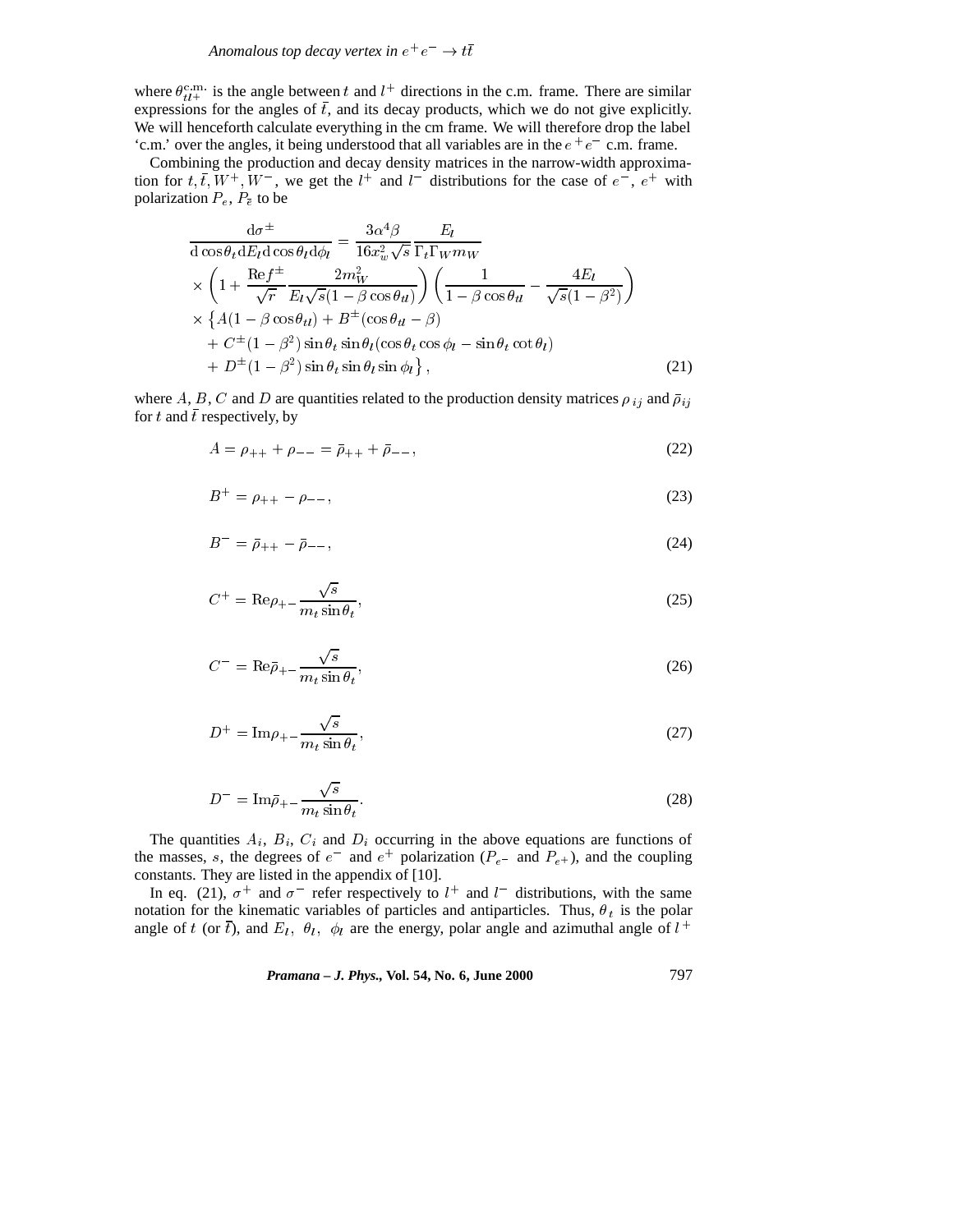where $\theta_{tl^+}^{\text{c.m.}}$ is the angle between $t$ and $l^+$ directions in the c.m. frame. There are similar expressions for the angles of $\bar{t}$, and its decay products, which we do not give explicitly. We will henceforth calculate everything in the cm frame. We will therefore drop the label 'c.m.' over the angles, it being understood that all variables are in the $e^+e^-$ c.m. frame.

Combining the production and decay density matrices in the narrow-width approximation for $t, \bar{t}, W^+, W^-$, we get the $l^+$ and $l^-$ distributions for the case of $e^-$, $e^+$ with polarization $P_e$, $P_{\bar{e}}$ to be

$$
\begin{aligned}
\frac{\mathrm{d}\sigma^{\pm}}{\mathrm{d}\cos\theta_t \mathrm{d}E_l \mathrm{d}\cos\theta_l \mathrm{d}\phi_l} &= \frac{3\alpha^4\beta}{16x_w^2\sqrt{s}} \frac{E_l}{\Gamma_t \Gamma_W m_W} \\
&\times \left(1 + \frac{\mathrm{Re} f^{\pm}}{\sqrt{r}} \frac{2m_W^2}{E_l\sqrt{s}(1-\beta\cos\theta_{tl})}\right)\left(\frac{1}{1-\beta\cos\theta_{tl}} - \frac{4E_l}{\sqrt{s}(1-\beta^2)}\right) \\
&\times \left\{A(1-\beta\cos\theta_{tl}) + B^{\pm}(\cos\theta_{tl} - \beta)\right. \\
&+ C^{\pm}(1-\beta^2)\sin\theta_t\sin\theta_l(\cos\theta_t\cos\phi_l - \sin\theta_t\cot\theta_l) \\
&\left. + D^{\pm}(1-\beta^2)\sin\theta_t\sin\theta_l\sin\phi_l\right\},
\end{aligned}
\tag{21}
$$

where $A$, $B$, $C$ and $D$ are quantities related to the production density matrices $\rho_{ij}$ and $\bar{\rho}_{ij}$ for $t$ and $\bar{t}$ respectively, by

$$A = \rho_{++} + \rho_{--} = \bar{\rho}_{++} + \bar{\rho}_{--}, \tag{22}$$

$$B^+ = \rho_{++} - \rho_{--}, \tag{23}$$

$$B^- = \bar{\rho}_{++} - \bar{\rho}_{--}, \tag{24}$$

$$C^+ = \mathrm{Re}\rho_{+-}\frac{\sqrt{s}}{m_t\sin\theta_t}, \tag{25}$$

$$C^- = \mathrm{Re}\bar{\rho}_{+-}\frac{\sqrt{s}}{m_t\sin\theta_t}, \tag{26}$$

$$D^+ = \mathrm{Im}\rho_{+-}\frac{\sqrt{s}}{m_t\sin\theta_t}, \tag{27}$$

$$D^- = \mathrm{Im}\bar{\rho}_{+-}\frac{\sqrt{s}}{m_t\sin\theta_t}. \tag{28}$$

The quantities $A_i$, $B_i$, $C_i$ and $D_i$ occurring in the above equations are functions of the masses, $s$, the degrees of $e^-$ and $e^+$ polarization ($P_{e^-}$ and $P_{e^+}$), and the coupling constants. They are listed in the appendix of [10].

In eq. (21), $\sigma^+$ and $\sigma^-$ refer respectively to $l^+$ and $l^-$ distributions, with the same notation for the kinematic variables of particles and antiparticles. Thus, $\theta_t$ is the polar angle of $t$ (or $\bar{t}$), and $E_l$, $\theta_l$, $\phi_l$ are the energy, polar angle and azimuthal angle of $l^+$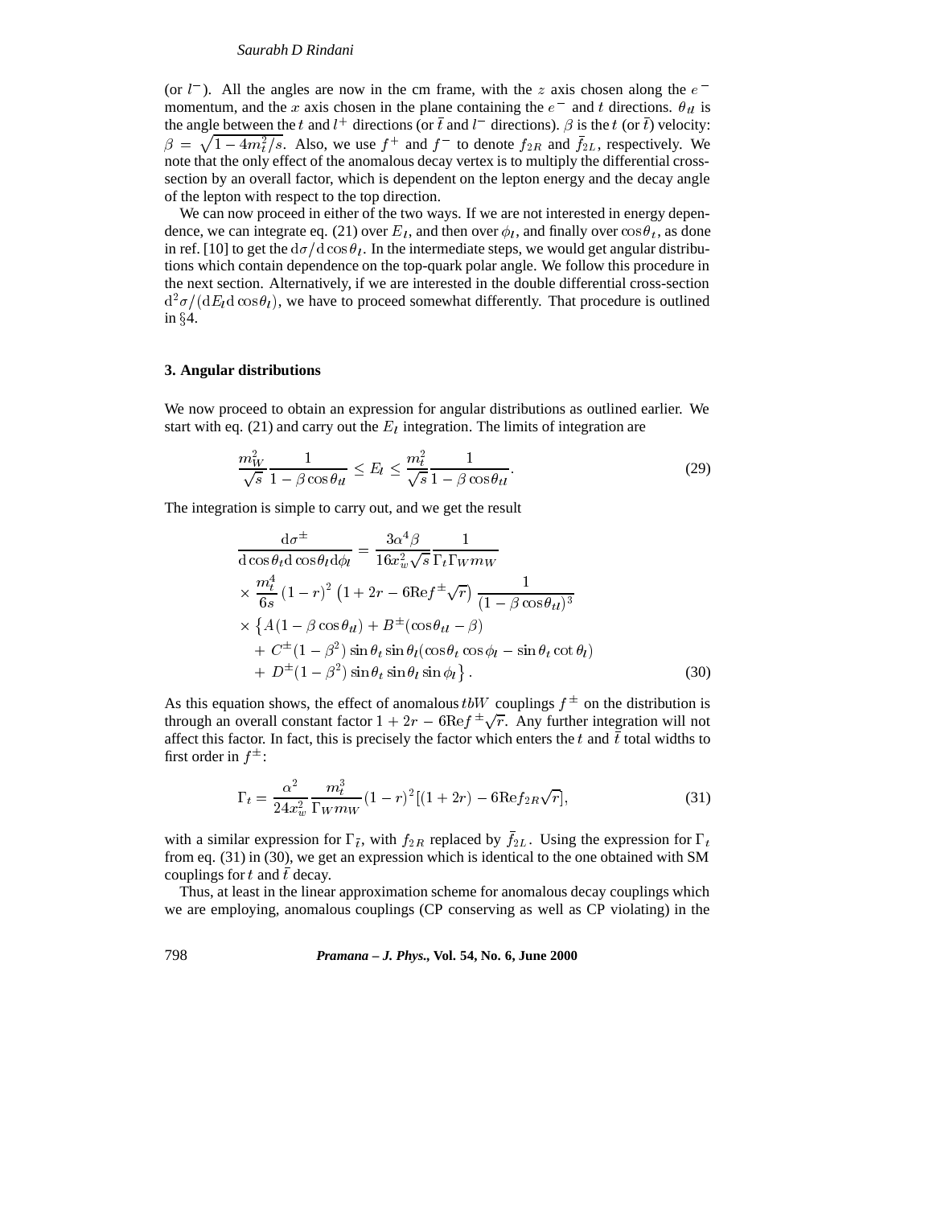(or $l^-$). All the angles are now in the cm frame, with the $z$ axis chosen along the $e^-$ momentum, and the $x$ axis chosen in the plane containing the $e^-$ and $t$ directions. $\theta_{tl}$ is the angle between the $t$ and $l^+$ directions (or $\bar{t}$ and $l^-$ directions). $\beta$ is the $t$ (or $\bar{t}$) velocity: $\beta = \sqrt{1 - 4m_t^2/s}$. Also, we use $f^+$ and $f^-$ to denote $f_{2R}$ and $\bar{f}_{2L}$, respectively. We note that the only effect of the anomalous decay vertex is to multiply the differential cross-section by an overall factor, which is dependent on the lepton energy and the decay angle of the lepton with respect to the top direction.

We can now proceed in either of the two ways. If we are not interested in energy dependence, we can integrate eq. (21) over $E_l$, and then over $\phi_l$, and finally over $\cos\theta_t$, as done in ref. [10] to get the $\mathrm{d}\sigma/\mathrm{d}\cos\theta_l$. In the intermediate steps, we would get angular distributions which contain dependence on the top-quark polar angle. We follow this procedure in the next section. Alternatively, if we are interested in the double differential cross-section $\mathrm{d}^2\sigma/(\mathrm{d}E_l\mathrm{d}\cos\theta_l)$, we have to proceed somewhat differently. That procedure is outlined in §4.

### 3. Angular distributions

We now proceed to obtain an expression for angular distributions as outlined earlier. We start with eq. (21) and carry out the $E_l$ integration. The limits of integration are

$$\frac{m_W^2}{\sqrt{s}}\frac{1}{1-\beta\cos\theta_{tl}} \le E_l \le \frac{m_t^2}{\sqrt{s}}\frac{1}{1-\beta\cos\theta_{tl}}. \tag{29}$$

The integration is simple to carry out, and we get the result

$$\begin{aligned}
\frac{\mathrm{d}\sigma^\pm}{\mathrm{d}\cos\theta_t\mathrm{d}\cos\theta_l\mathrm{d}\phi_l} &= \frac{3\alpha^4\beta}{16x_w^2\sqrt{s}}\frac{1}{\Gamma_t\Gamma_W m_W} \\
&\times \frac{m_t^4}{6s}(1-r)^2\left(1+2r-6\mathrm{Re}f^\pm\sqrt{r}\right)\frac{1}{(1-\beta\cos\theta_{tl})^3} \\
&\times \left\{A(1-\beta\cos\theta_{tl}) + B^\pm(\cos\theta_{tl}-\beta)\right. \\
&\quad + C^\pm(1-\beta^2)\sin\theta_t\sin\theta_l(\cos\theta_t\cos\phi_l - \sin\theta_t\cot\theta_l) \\
&\quad \left. + D^\pm(1-\beta^2)\sin\theta_t\sin\theta_l\sin\phi_l\right\}.
\end{aligned} \tag{30}$$

As this equation shows, the effect of anomalous $tbW$ couplings $f^\pm$ on the distribution is through an overall constant factor $1+2r-6\mathrm{Re}f^\pm\sqrt{r}$. Any further integration will not affect this factor. In fact, this is precisely the factor which enters the $t$ and $\bar{t}$ total widths to first order in $f^\pm$:

$$\Gamma_t = \frac{\alpha^2}{24x_w^2}\frac{m_t^3}{\Gamma_W m_W}(1-r)^2[(1+2r)-6\mathrm{Re}f_{2R}\sqrt{r}], \tag{31}$$

with a similar expression for $\Gamma_{\bar{t}}$, with $f_{2R}$ replaced by $\bar{f}_{2L}$. Using the expression for $\Gamma_t$ from eq. (31) in (30), we get an expression which is identical to the one obtained with SM couplings for $t$ and $\bar{t}$ decay.

Thus, at least in the linear approximation scheme for anomalous decay couplings which we are employing, anomalous couplings (CP conserving as well as CP violating) in the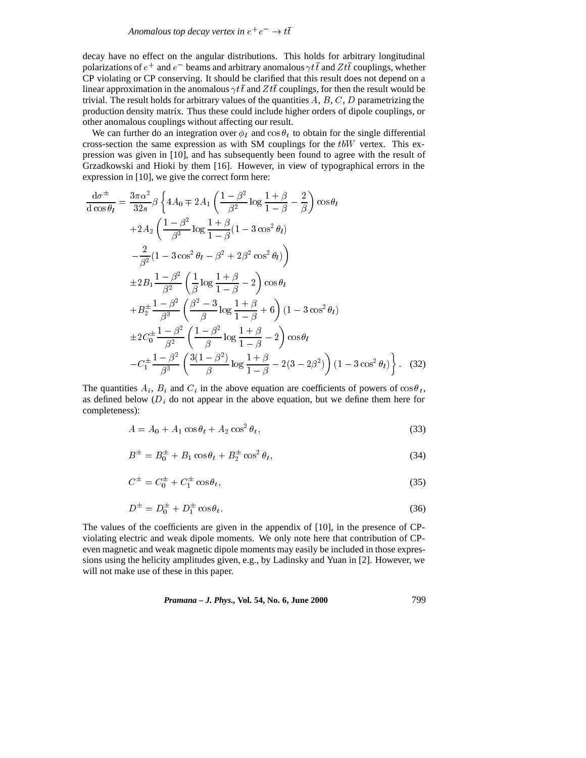decay have no effect on the angular distributions. This holds for arbitrary longitudinal polarizations of $e^+$ and $e^-$ beams and arbitrary anomalous $\gamma t\bar{t}$ and $Zt\bar{t}$ couplings, whether CP violating or CP conserving. It should be clarified that this result does not depend on a linear approximation in the anomalous $\gamma t\bar{t}$ and $Zt\bar{t}$ couplings, for then the result would be trivial. The result holds for arbitrary values of the quantities $A$, $B$, $C$, $D$ parametrizing the production density matrix. Thus these could include higher orders of dipole couplings, or other anomalous couplings without affecting our result.

We can further do an integration over $\phi_l$ and $\cos\theta_t$ to obtain for the single differential cross-section the same expression as with SM couplings for the $tbW$ vertex. This expression was given in [10], and has subsequently been found to agree with the result of Grzadkowski and Hioki by them [16]. However, in view of typographical errors in the expression in [10], we give the correct form here:

$$
\begin{aligned}
\frac{\mathrm{d}\sigma^{\pm}}{\mathrm{d}\cos\theta_l} = \frac{3\pi\alpha^2}{32s}\beta \Bigg\{ & 4A_0 \mp 2A_1\left(\frac{1-\beta^2}{\beta^2}\log\frac{1+\beta}{1-\beta} - \frac{2}{\beta}\right)\cos\theta_l \\
& + 2A_2\left(\frac{1-\beta^2}{\beta^3}\log\frac{1+\beta}{1-\beta}(1-3\cos^2\theta_l)\right. \\
& \left. - \frac{2}{\beta^2}(1-3\cos^2\theta_l - \beta^2 + 2\beta^2\cos^2\theta_l)\right) \\
& \pm 2B_1\frac{1-\beta^2}{\beta^2}\left(\frac{1}{\beta}\log\frac{1+\beta}{1-\beta} - 2\right)\cos\theta_l \\
& + B_2^{\pm}\frac{1-\beta^2}{\beta^3}\left(\frac{\beta^2-3}{\beta}\log\frac{1+\beta}{1-\beta} + 6\right)(1-3\cos^2\theta_l) \\
& \pm 2C_0^{\pm}\frac{1-\beta^2}{\beta^2}\left(\frac{1-\beta^2}{\beta}\log\frac{1+\beta}{1-\beta} - 2\right)\cos\theta_l \\
& - C_1^{\pm}\frac{1-\beta^2}{\beta^3}\left(\frac{3(1-\beta^2)}{\beta}\log\frac{1+\beta}{1-\beta} - 2(3-2\beta^2)\right)(1-3\cos^2\theta_l)\Bigg\}. \quad (32)
\end{aligned}
$$

The quantities $A_i$, $B_i$ and $C_i$ in the above equation are coefficients of powers of $\cos\theta_t$, as defined below ($D_i$ do not appear in the above equation, but we define them here for completeness):

$$A = A_0 + A_1\cos\theta_t + A_2\cos^2\theta_t, \quad (33)$$

$$B^{\pm} = B_0^{\pm} + B_1\cos\theta_t + B_2^{\pm}\cos^2\theta_t, \quad (34)$$

$$C^{\pm} = C_0^{\pm} + C_1^{\pm}\cos\theta_t, \quad (35)$$

$$D^{\pm} = D_0^{\pm} + D_1^{\pm}\cos\theta_t. \quad (36)$$

The values of the coefficients are given in the appendix of [10], in the presence of CP-violating electric and weak dipole moments. We only note here that contribution of CP-even magnetic and weak magnetic dipole moments may easily be included in those expressions using the helicity amplitudes given, e.g., by Ladinsky and Yuan in [2]. However, we will not make use of these in this paper.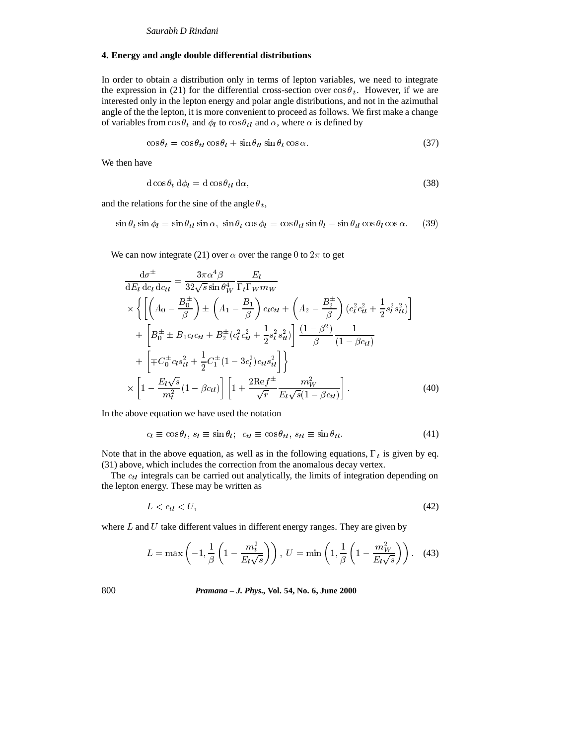## 4. Energy and angle double differential distributions

In order to obtain a distribution only in terms of lepton variables, we need to integrate the expression in (21) for the differential cross-section over $\cos\theta_t$. However, if we are interested only in the lepton energy and polar angle distributions, and not in the azimuthal angle of the the lepton, it is more convenient to proceed as follows. We first make a change of variables from $\cos\theta_t$ and $\phi_l$ to $\cos\theta_{tl}$ and $\alpha$, where $\alpha$ is defined by

$$\cos\theta_t = \cos\theta_{tl}\cos\theta_l + \sin\theta_{tl}\sin\theta_l\cos\alpha. \tag{37}$$

We then have

$$\mathrm{d}\cos\theta_t\,\mathrm{d}\phi_l = \mathrm{d}\cos\theta_{tl}\,\mathrm{d}\alpha, \tag{38}$$

and the relations for the sine of the angle $\theta_t$,

$$\sin\theta_t\sin\phi_l = \sin\theta_{tl}\sin\alpha,\ \sin\theta_t\cos\phi_l = \cos\theta_{tl}\sin\theta_l - \sin\theta_{tl}\cos\theta_l\cos\alpha. \tag{39}$$

We can now integrate (21) over $\alpha$ over the range 0 to $2\pi$ to get

$$\begin{aligned}
\frac{\mathrm{d}\sigma^\pm}{\mathrm{d}E_l\,\mathrm{d}c_l\,\mathrm{d}c_{tl}} &= \frac{3\pi\alpha^4\beta}{32\sqrt{s}\sin\theta_W^4}\frac{E_l}{\Gamma_t\Gamma_W m_W} \\
&\times\Bigg\{\left[\left(A_0 - \frac{B_0^\pm}{\beta}\right) \pm \left(A_1 - \frac{B_1}{\beta}\right)c_l c_{tl} + \left(A_2 - \frac{B_2^\pm}{\beta}\right)(c_l^2 c_{tl}^2 + \frac{1}{2}s_l^2 s_{tl}^2)\right] \\
&+ \left[B_0^\pm \pm B_1 c_l c_{tl} + B_2^\pm(c_l^2 c_{tl}^2 + \frac{1}{2}s_l^2 s_{tl}^2)\right]\frac{(1-\beta^2)}{\beta}\frac{1}{(1-\beta c_{tl})} \\
&+ \left[\mp C_0^\pm c_l s_{tl}^2 + \frac{1}{2}C_1^\pm(1-3c_l^2)c_{tl}s_{tl}^2\right]\Bigg\} \\
&\times\left[1 - \frac{E_l\sqrt{s}}{m_t^2}(1-\beta c_{tl})\right]\left[1 + \frac{2\mathrm{Re}f^\pm}{\sqrt{r}}\frac{m_W^2}{E_l\sqrt{s}(1-\beta c_{tl})}\right].
\end{aligned} \tag{40}$$

In the above equation we have used the notation

$$c_l \equiv \cos\theta_l,\ s_l \equiv \sin\theta_l;\ \ c_{tl} \equiv \cos\theta_{tl},\ s_{tl} \equiv \sin\theta_{tl}. \tag{41}$$

Note that in the above equation, as well as in the following equations, $\Gamma_t$ is given by eq. (31) above, which includes the correction from the anomalous decay vertex.

The $c_{tl}$ integrals can be carried out analytically, the limits of integration depending on the lepton energy. These may be written as

$$L < c_{tl} < U, \tag{42}$$

where $L$ and $U$ take different values in different energy ranges. They are given by

$$L = \max\left(-1, \frac{1}{\beta}\left(1 - \frac{m_t^2}{E_l\sqrt{s}}\right)\right),\ U = \min\left(1, \frac{1}{\beta}\left(1 - \frac{m_W^2}{E_l\sqrt{s}}\right)\right). \tag{43}$$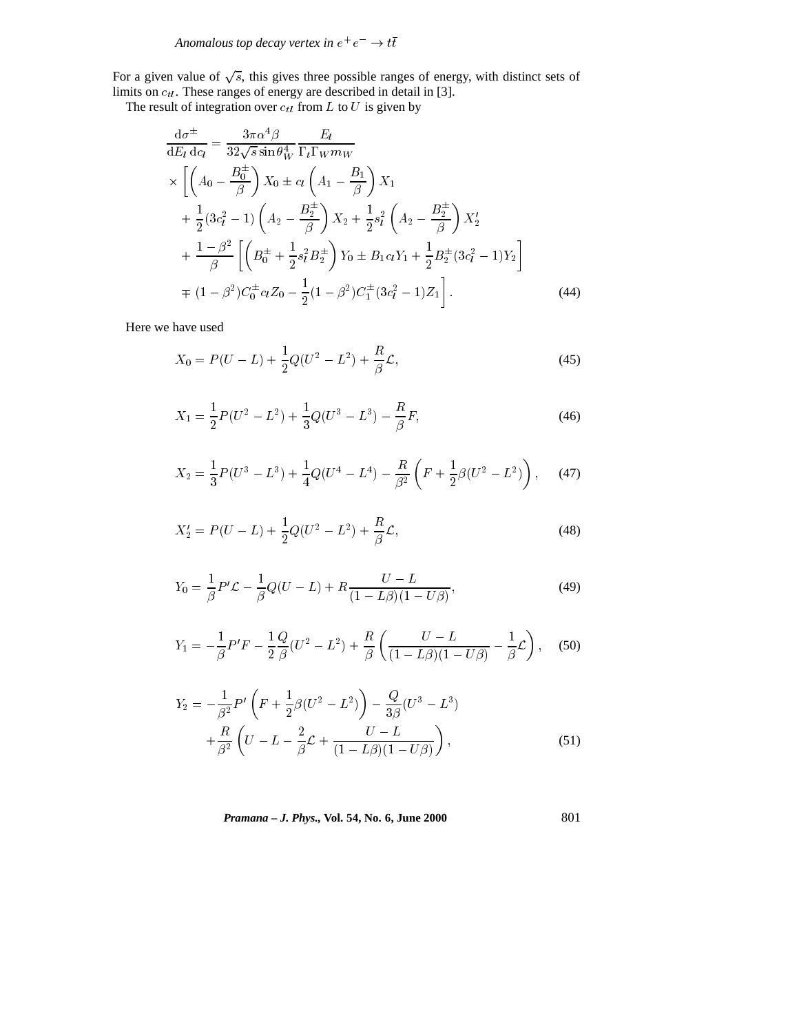For a given value of $\sqrt{s}$, this gives three possible ranges of energy, with distinct sets of limits on $c_{tl}$. These ranges of energy are described in detail in [3].

The result of integration over $c_{tl}$ from $L$ to $U$ is given by

$$
\begin{aligned}
\frac{\mathrm{d}\sigma^{\pm}}{\mathrm{d}E_l\,\mathrm{d}c_l} &= \frac{3\pi\alpha^4\beta}{32\sqrt{s}\sin\theta_W^4}\frac{E_l}{\Gamma_t\Gamma_W m_W} \\
&\times\Bigg[\left(A_0-\frac{B_0^{\pm}}{\beta}\right)X_0 \pm c_l\left(A_1-\frac{B_1}{\beta}\right)X_1 \\
&\quad+\frac{1}{2}(3c_l^2-1)\left(A_2-\frac{B_2^{\pm}}{\beta}\right)X_2+\frac{1}{2}s_l^2\left(A_2-\frac{B_2^{\pm}}{\beta}\right)X_2' \\
&\quad+\frac{1-\beta^2}{\beta}\left[\left(B_0^{\pm}+\frac{1}{2}s_l^2B_2^{\pm}\right)Y_0 \pm B_1c_lY_1+\frac{1}{2}B_2^{\pm}(3c_l^2-1)Y_2\right] \\
&\quad\mp(1-\beta^2)C_0^{\pm}c_lZ_0-\frac{1}{2}(1-\beta^2)C_1^{\pm}(3c_l^2-1)Z_1\Bigg].
\end{aligned}
\tag{44}
$$

Here we have used

$$X_0 = P(U-L)+\frac{1}{2}Q(U^2-L^2)+\frac{R}{\beta}\mathcal{L}, \tag{45}$$

$$X_1 = \frac{1}{2}P(U^2-L^2)+\frac{1}{3}Q(U^3-L^3)-\frac{R}{\beta}F, \tag{46}$$

$$X_2 = \frac{1}{3}P(U^3-L^3)+\frac{1}{4}Q(U^4-L^4)-\frac{R}{\beta^2}\left(F+\frac{1}{2}\beta(U^2-L^2)\right), \tag{47}$$

$$X_2' = P(U-L)+\frac{1}{2}Q(U^2-L^2)+\frac{R}{\beta}\mathcal{L}, \tag{48}$$

$$Y_0 = \frac{1}{\beta}P'\mathcal{L}-\frac{1}{\beta}Q(U-L)+R\frac{U-L}{(1-L\beta)(1-U\beta)}, \tag{49}$$

$$Y_1 = -\frac{1}{\beta}P'F-\frac{1}{2}\frac{Q}{\beta}(U^2-L^2)+\frac{R}{\beta}\left(\frac{U-L}{(1-L\beta)(1-U\beta)}-\frac{1}{\beta}\mathcal{L}\right), \tag{50}$$

$$
\begin{aligned}
Y_2 &= -\frac{1}{\beta^2}P'\left(F+\frac{1}{2}\beta(U^2-L^2)\right)-\frac{Q}{3\beta}(U^3-L^3) \\
&\quad+\frac{R}{\beta^2}\left(U-L-\frac{2}{\beta}\mathcal{L}+\frac{U-L}{(1-L\beta)(1-U\beta)}\right),
\end{aligned}
\tag{51}
$$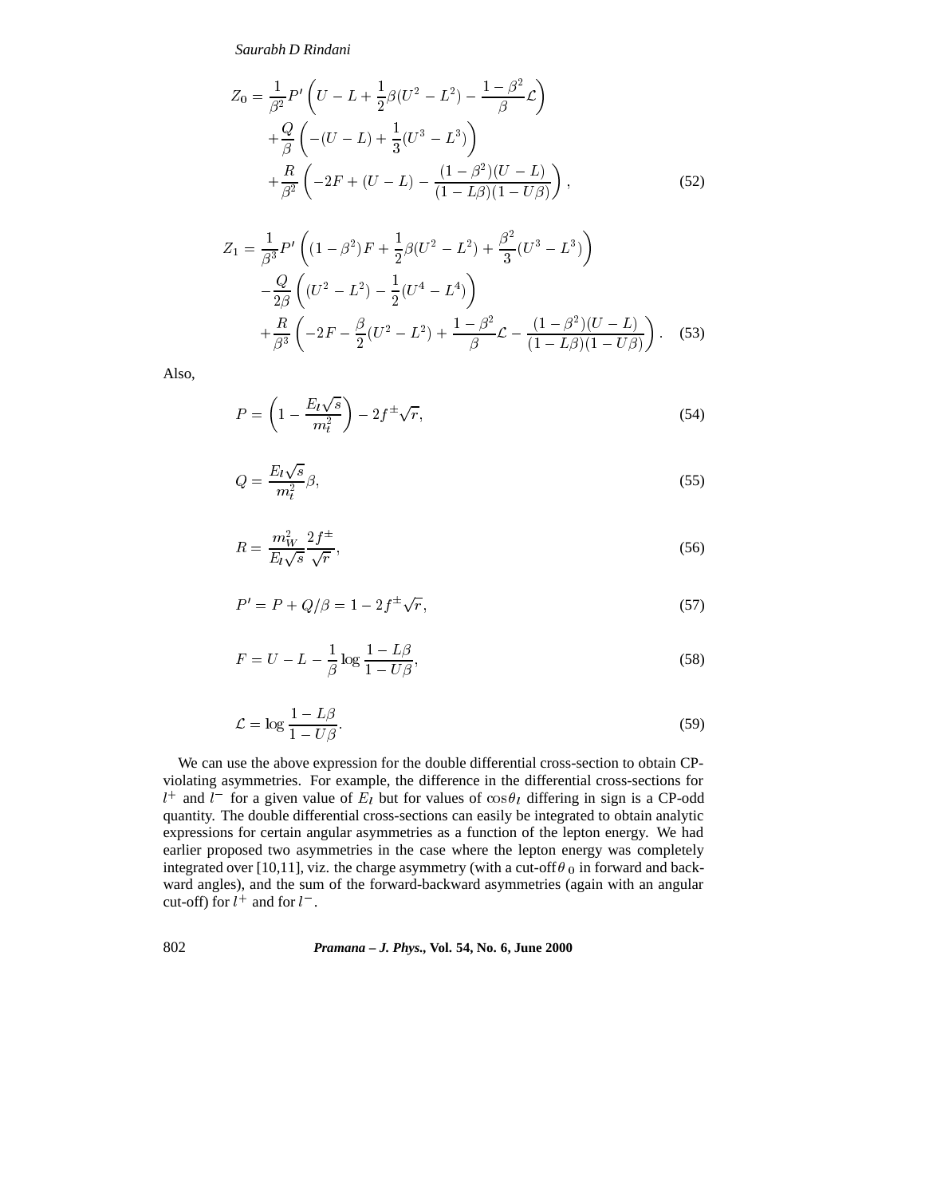$$
\begin{aligned}
Z_0 = & \frac{1}{\beta^2} P' \left( U - L + \frac{1}{2}\beta(U^2 - L^2) - \frac{1-\beta^2}{\beta}\mathcal{L} \right) \\
& + \frac{Q}{\beta} \left( -(U-L) + \frac{1}{3}(U^3 - L^3) \right) \\
& + \frac{R}{\beta^2} \left( -2F + (U-L) - \frac{(1-\beta^2)(U-L)}{(1-L\beta)(1-U\beta)} \right), \qquad (52)
\end{aligned}
$$

$$
\begin{aligned}
Z_1 = & \frac{1}{\beta^3} P' \left( (1-\beta^2)F + \frac{1}{2}\beta(U^2 - L^2) + \frac{\beta^2}{3}(U^3 - L^3) \right) \\
& - \frac{Q}{2\beta} \left( (U^2 - L^2) - \frac{1}{2}(U^4 - L^4) \right) \\
& + \frac{R}{\beta^3} \left( -2F - \frac{\beta}{2}(U^2 - L^2) + \frac{1-\beta^2}{\beta}\mathcal{L} - \frac{(1-\beta^2)(U-L)}{(1-L\beta)(1-U\beta)} \right). \qquad (53)
\end{aligned}
$$

Also,

$$
P = \left( 1 - \frac{E_l\sqrt{s}}{m_t^2} \right) - 2f^{\pm}\sqrt{r}, \qquad (54)
$$

$$
Q = \frac{E_l\sqrt{s}}{m_t^2}\beta, \qquad (55)
$$

$$
R = \frac{m_W^2}{E_l\sqrt{s}} \frac{2f^{\pm}}{\sqrt{r}}, \qquad (56)
$$

$$
P' = P + Q/\beta = 1 - 2f^{\pm}\sqrt{r}, \qquad (57)
$$

$$
F = U - L - \frac{1}{\beta}\log\frac{1-L\beta}{1-U\beta}, \qquad (58)
$$

$$
\mathcal{L} = \log\frac{1-L\beta}{1-U\beta}. \qquad (59)
$$

We can use the above expression for the double differential cross-section to obtain CP-violating asymmetries. For example, the difference in the differential cross-sections for $l^+$ and $l^-$ for a given value of $E_l$ but for values of $\cos\theta_l$ differing in sign is a CP-odd quantity. The double differential cross-sections can easily be integrated to obtain analytic expressions for certain angular asymmetries as a function of the lepton energy. We had earlier proposed two asymmetries in the case where the lepton energy was completely integrated over [10,11], viz. the charge asymmetry (with a cut-off $\theta_0$ in forward and backward angles), and the sum of the forward-backward asymmetries (again with an angular cut-off) for $l^+$ and for $l^-$.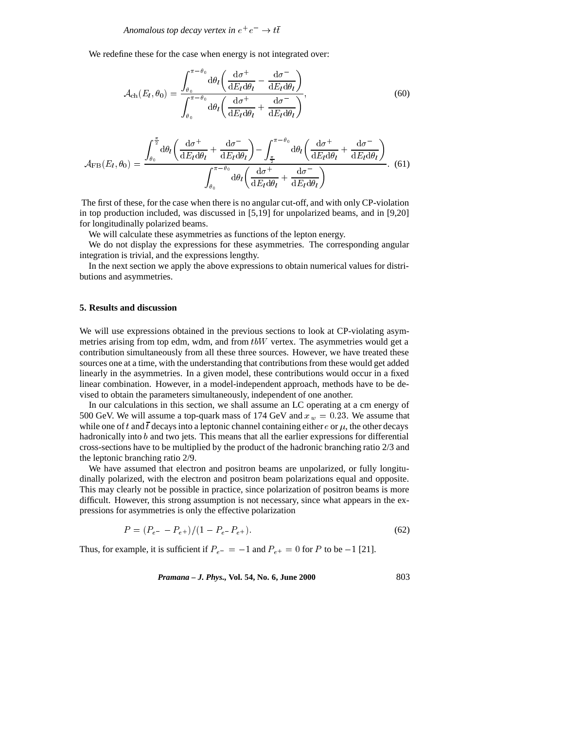We redefine these for the case when energy is not integrated over:

$$\mathcal{A}_{\rm ch}(E_l,\theta_0) = \frac{\displaystyle\int_{\theta_0}^{\pi-\theta_0} {\rm d}\theta_l \left( \frac{{\rm d}\sigma^+}{{\rm d}E_l {\rm d}\theta_l} - \frac{{\rm d}\sigma^-}{{\rm d}E_l {\rm d}\theta_l} \right)}{\displaystyle\int_{\theta_0}^{\pi-\theta_0} {\rm d}\theta_l \left( \frac{{\rm d}\sigma^+}{{\rm d}E_l {\rm d}\theta_l} + \frac{{\rm d}\sigma^-}{{\rm d}E_l {\rm d}\theta_l} \right)}, \tag{60}$$

$$\mathcal{A}_{\rm FB}(E_l,\theta_0) = \frac{\displaystyle\int_{\theta_0}^{\frac{\pi}{2}} {\rm d}\theta_l \left( \frac{{\rm d}\sigma^+}{{\rm d}E_l {\rm d}\theta_l} + \frac{{\rm d}\sigma^-}{{\rm d}E_l {\rm d}\theta_l} \right) - \int_{\frac{\pi}{2}}^{\pi-\theta_0} {\rm d}\theta_l \left( \frac{{\rm d}\sigma^+}{{\rm d}E_l {\rm d}\theta_l} + \frac{{\rm d}\sigma^-}{{\rm d}E_l {\rm d}\theta_l} \right)}{\displaystyle\int_{\theta_0}^{\pi-\theta_0} {\rm d}\theta_l \left( \frac{{\rm d}\sigma^+}{{\rm d}E_l {\rm d}\theta_l} + \frac{{\rm d}\sigma^-}{{\rm d}E_l {\rm d}\theta_l} \right)}. \tag{61}$$

The first of these, for the case when there is no angular cut-off, and with only CP-violation in top production included, was discussed in [5,19] for unpolarized beams, and in [9,20] for longitudinally polarized beams.

We will calculate these asymmetries as functions of the lepton energy.

We do not display the expressions for these asymmetries. The corresponding angular integration is trivial, and the expressions lengthy.

In the next section we apply the above expressions to obtain numerical values for distributions and asymmetries.

## 5. Results and discussion

We will use expressions obtained in the previous sections to look at CP-violating asymmetries arising from top edm, wdm, and from $tbW$ vertex. The asymmetries would get a contribution simultaneously from all these three sources. However, we have treated these sources one at a time, with the understanding that contributions from these would get added linearly in the asymmetries. In a given model, these contributions would occur in a fixed linear combination. However, in a model-independent approach, methods have to be devised to obtain the parameters simultaneously, independent of one another.

In our calculations in this section, we shall assume an LC operating at a cm energy of 500 GeV. We will assume a top-quark mass of 174 GeV and $x_w = 0.23$. We assume that while one of $t$ and $\bar{t}$ decays into a leptonic channel containing either $e$ or $\mu$, the other decays hadronically into $b$ and two jets. This means that all the earlier expressions for differential cross-sections have to be multiplied by the product of the hadronic branching ratio 2/3 and the leptonic branching ratio 2/9.

We have assumed that electron and positron beams are unpolarized, or fully longitudinally polarized, with the electron and positron beam polarizations equal and opposite. This may clearly not be possible in practice, since polarization of positron beams is more difficult. However, this strong assumption is not necessary, since what appears in the expressions for asymmetries is only the effective polarization

$$P = (P_{e^-} - P_{e^+})/(1 - P_{e^-} P_{e^+}). \tag{62}$$

Thus, for example, it is sufficient if $P_{e^-} = -1$ and $P_{e^+} = 0$ for $P$ to be $-1$ [21].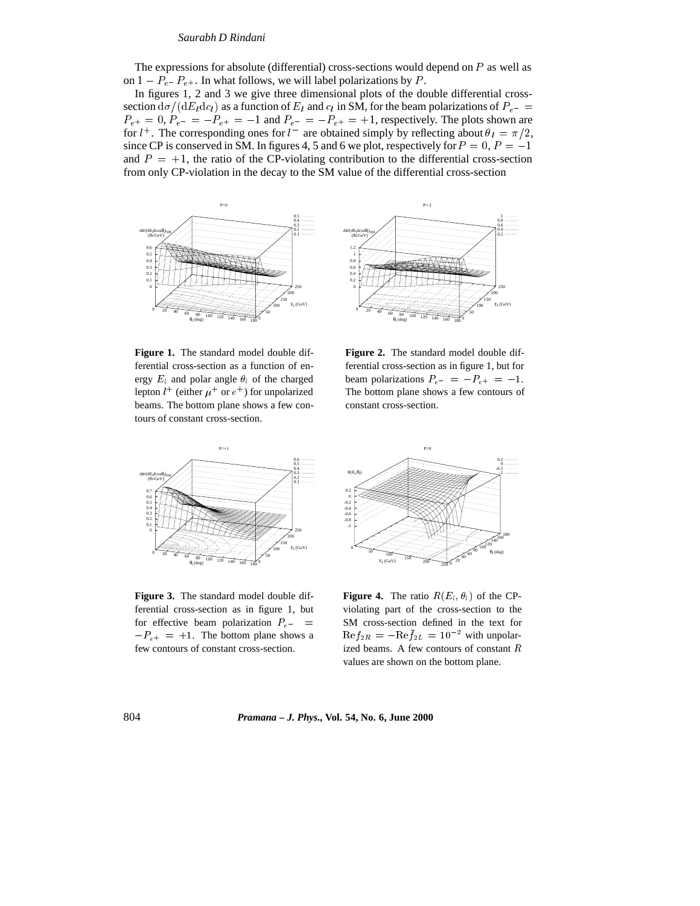The expressions for absolute (differential) cross-sections would depend on $P$ as well as on $1 - P_{e^-} P_{e^+}$. In what follows, we will label polarizations by $P$.

In figures 1, 2 and 3 we give three dimensional plots of the double differential cross-section $\mathrm{d}\sigma/(\mathrm{d}E_l \mathrm{d}c_l)$ as a function of $E_l$ and $c_l$ in SM, for the beam polarizations of $P_{e^-} = P_{e^+} = 0$, $P_{e^-} = -P_{e^+} = -1$ and $P_{e^-} = -P_{e^+} = +1$, respectively. The plots shown are for $l^+$. The corresponding ones for $l^-$ are obtained simply by reflecting about $\theta_l = \pi/2$, since CP is conserved in SM. In figures 4, 5 and 6 we plot, respectively for $P = 0$, $P = -1$ and $P = +1$, the ratio of the CP-violating contribution to the differential cross-section from only CP-violation in the decay to the SM value of the differential cross-section

**Figure 1.** The standard model double differential cross-section as a function of energy $E_l$ and polar angle $\theta_l$ of the charged lepton $l^+$ (either $\mu^+$ or $e^+$) for unpolarized beams. The bottom plane shows a few contours of constant cross-section.

**Figure 2.** The standard model double differential cross-section as in figure 1, but for beam polarizations $P_{e^-} = -P_{e^+} = -1$. The bottom plane shows a few contours of constant cross-section.

**Figure 3.** The standard model double differential cross-section as in figure 1, but for effective beam polarization $P_{e^-} = -P_{e^+} = +1$. The bottom plane shows a few contours of constant cross-section.

**Figure 4.** The ratio $R(E_l, \theta_l)$ of the CP-violating part of the cross-section to the SM cross-section defined in the text for $\mathrm{Re} f_{2R} = -\mathrm{Re} \bar{f}_{2L} = 10^{-2}$ with unpolarized beams. A few contours of constant $R$ values are shown on the bottom plane.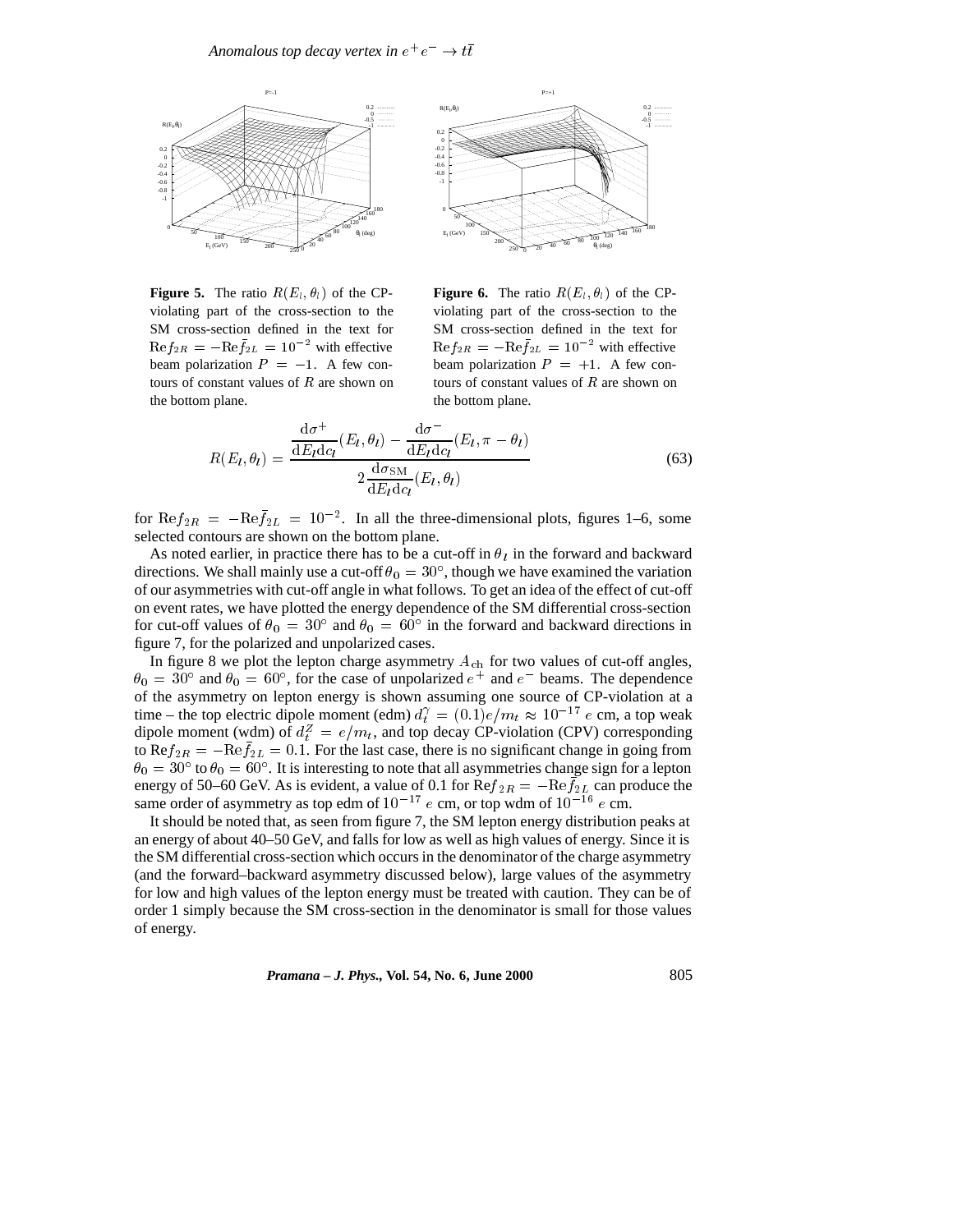**Figure 5.** The ratio $R(E_l, \theta_l)$ of the CP-violating part of the cross-section to the SM cross-section defined in the text for $\mathrm{Re}f_{2R} = -\mathrm{Re}\bar{f}_{2L} = 10^{-2}$ with effective beam polarization $P = -1$. A few contours of constant values of $R$ are shown on the bottom plane.

**Figure 6.** The ratio $R(E_l, \theta_l)$ of the CP-violating part of the cross-section to the SM cross-section defined in the text for $\mathrm{Re}f_{2R} = -\mathrm{Re}\bar{f}_{2L} = 10^{-2}$ with effective beam polarization $P = +1$. A few contours of constant values of $R$ are shown on the bottom plane.

$$R(E_l, \theta_l) = \frac{\dfrac{\mathrm{d}\sigma^+}{\mathrm{d}E_l \mathrm{d}c_l}(E_l, \theta_l) - \dfrac{\mathrm{d}\sigma^-}{\mathrm{d}E_l \mathrm{d}c_l}(E_l, \pi - \theta_l)}{2\dfrac{\mathrm{d}\sigma_{\mathrm{SM}}}{\mathrm{d}E_l \mathrm{d}c_l}(E_l, \theta_l)} \tag{63}$$

for $\mathrm{Re}f_{2R} = -\mathrm{Re}\bar{f}_{2L} = 10^{-2}$. In all the three-dimensional plots, figures 1–6, some selected contours are shown on the bottom plane.

As noted earlier, in practice there has to be a cut-off in $\theta_l$ in the forward and backward directions. We shall mainly use a cut-off $\theta_0 = 30^\circ$, though we have examined the variation of our asymmetries with cut-off angle in what follows. To get an idea of the effect of cut-off on event rates, we have plotted the energy dependence of the SM differential cross-section for cut-off values of $\theta_0 = 30^\circ$ and $\theta_0 = 60^\circ$ in the forward and backward directions in figure 7, for the polarized and unpolarized cases.

In figure 8 we plot the lepton charge asymmetry $A_{\mathrm{ch}}$ for two values of cut-off angles, $\theta_0 = 30^\circ$ and $\theta_0 = 60^\circ$, for the case of unpolarized $e^+$ and $e^-$ beams. The dependence of the asymmetry on lepton energy is shown assuming one source of CP-violation at a time – the top electric dipole moment (edm) $d_t^\gamma = (0.1)e/m_t \approx 10^{-17}$ $e$ cm, a top weak dipole moment (wdm) of $d_t^Z = e/m_t$, and top decay CP-violation (CPV) corresponding to $\mathrm{Re}f_{2R} = -\mathrm{Re}\bar{f}_{2L} = 0.1$. For the last case, there is no significant change in going from $\theta_0 = 30^\circ$ to $\theta_0 = 60^\circ$. It is interesting to note that all asymmetries change sign for a lepton energy of 50–60 GeV. As is evident, a value of 0.1 for $\mathrm{Re}f_{2R} = -\mathrm{Re}\bar{f}_{2L}$ can produce the same order of asymmetry as top edm of $10^{-17}$ $e$ cm, or top wdm of $10^{-16}$ $e$ cm.

It should be noted that, as seen from figure 7, the SM lepton energy distribution peaks at an energy of about 40–50 GeV, and falls for low as well as high values of energy. Since it is the SM differential cross-section which occurs in the denominator of the charge asymmetry (and the forward–backward asymmetry discussed below), large values of the asymmetry for low and high values of the lepton energy must be treated with caution. They can be of order 1 simply because the SM cross-section in the denominator is small for those values of energy.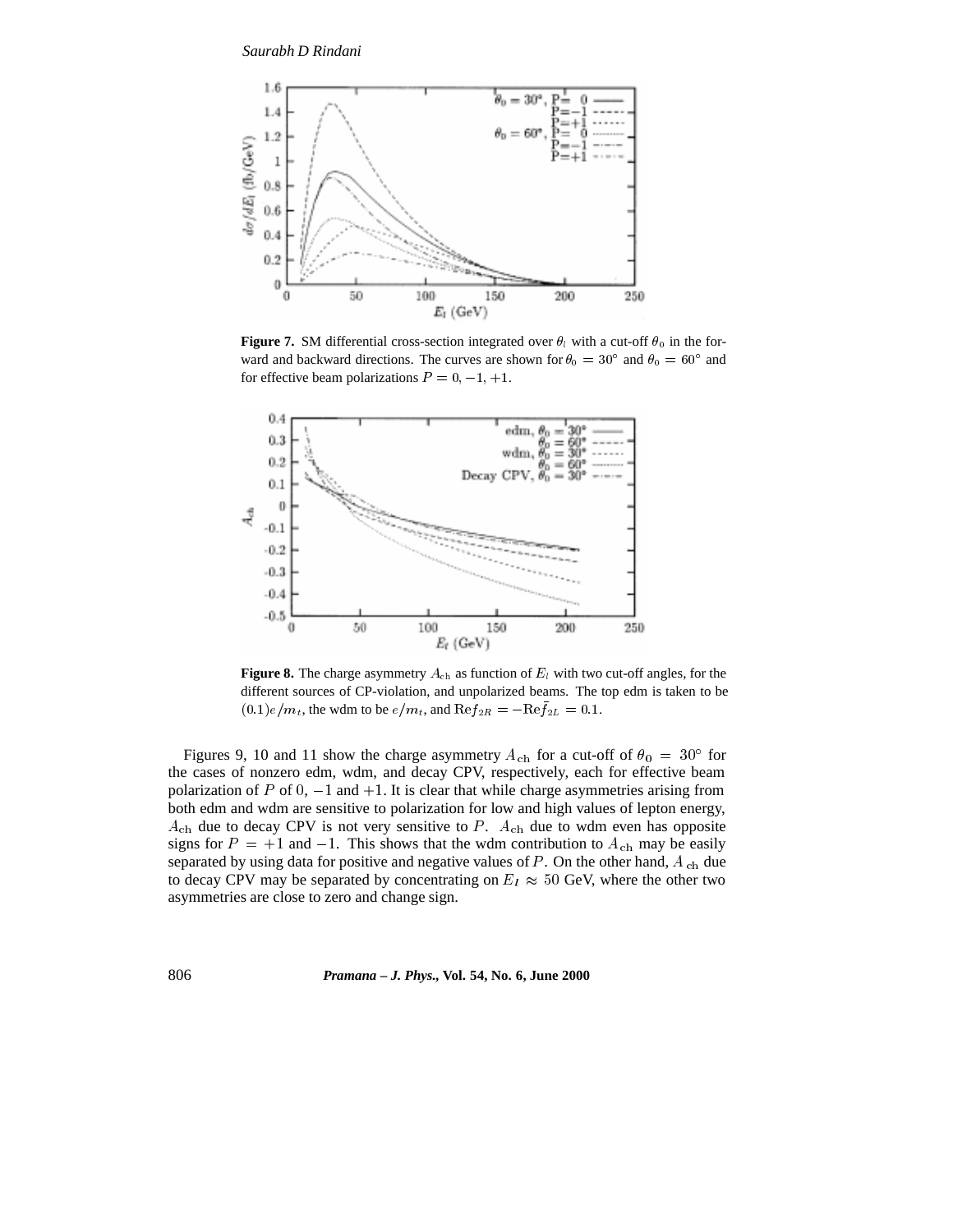**Figure 7.** SM differential cross-section integrated over $\theta_l$ with a cut-off $\theta_0$ in the forward and backward directions. The curves are shown for $\theta_0 = 30^\circ$ and $\theta_0 = 60^\circ$ and for effective beam polarizations $P = 0, -1, +1$.

**Figure 8.** The charge asymmetry $A_{\rm ch}$ as function of $E_l$ with two cut-off angles, for the different sources of CP-violation, and unpolarized beams. The top edm is taken to be $(0.1)e/m_t$, the wdm to be $e/m_t$, and ${\rm Re}f_{2R} = -{\rm Re}\bar{f}_{2L} = 0.1$.

Figures 9, 10 and 11 show the charge asymmetry $A_{\rm ch}$ for a cut-off of $\theta_0 = 30^\circ$ for the cases of nonzero edm, wdm, and decay CPV, respectively, each for effective beam polarization of $P$ of $0$, $-1$ and $+1$. It is clear that while charge asymmetries arising from both edm and wdm are sensitive to polarization for low and high values of lepton energy, $A_{\rm ch}$ due to decay CPV is not very sensitive to $P$. $A_{\rm ch}$ due to wdm even has opposite signs for $P = +1$ and $-1$. This shows that the wdm contribution to $A_{\rm ch}$ may be easily separated by using data for positive and negative values of $P$. On the other hand, $A_{\rm ch}$ due to decay CPV may be separated by concentrating on $E_l \approx 50$ GeV, where the other two asymmetries are close to zero and change sign.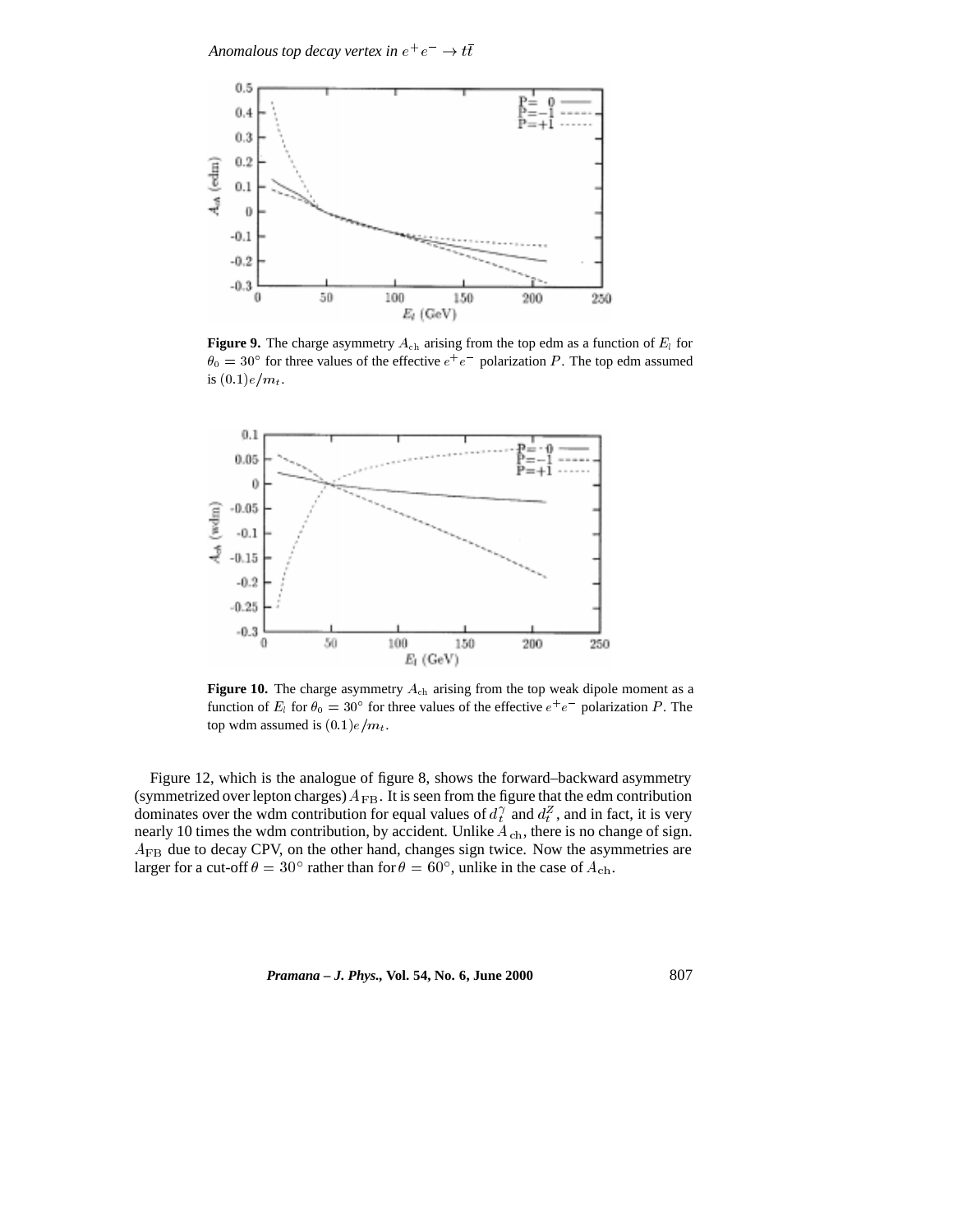**Figure 9.** The charge asymmetry $A_{\rm ch}$ arising from the top edm as a function of $E_l$ for $\theta_0 = 30^\circ$ for three values of the effective $e^+e^-$ polarization $P$. The top edm assumed is $(0.1)e/m_t$.

**Figure 10.** The charge asymmetry $A_{\rm ch}$ arising from the top weak dipole moment as a function of $E_l$ for $\theta_0 = 30^\circ$ for three values of the effective $e^+e^-$ polarization $P$. The top wdm assumed is $(0.1)e/m_t$.

Figure 12, which is the analogue of figure 8, shows the forward–backward asymmetry (symmetrized over lepton charges) $A_{\rm FB}$. It is seen from the figure that the edm contribution dominates over the wdm contribution for equal values of $d_t^\gamma$ and $d_t^Z$, and in fact, it is very nearly 10 times the wdm contribution, by accident. Unlike $A_{\rm ch}$, there is no change of sign. $A_{\rm FB}$ due to decay CPV, on the other hand, changes sign twice. Now the asymmetries are larger for a cut-off $\theta = 30^\circ$ rather than for $\theta = 60^\circ$, unlike in the case of $A_{\rm ch}$.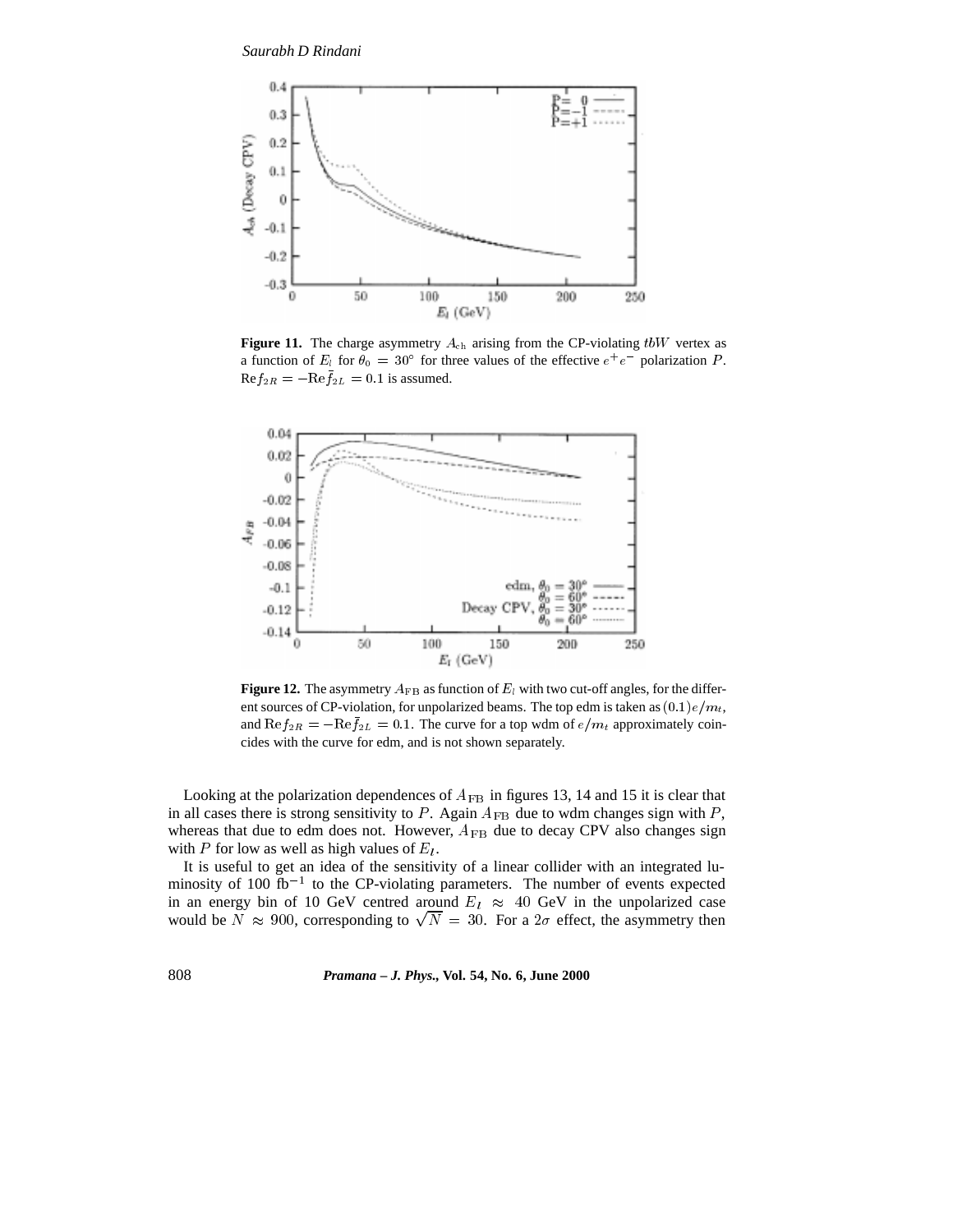**Figure 11.** The charge asymmetry $A_{\rm ch}$ arising from the CP-violating $tbW$ vertex as a function of $E_l$ for $\theta_0 = 30°$ for three values of the effective $e^+e^-$ polarization $P$. ${\rm Re}f_{2R} = -{\rm Re}\bar{f}_{2L} = 0.1$ is assumed.

**Figure 12.** The asymmetry $A_{\rm FB}$ as function of $E_l$ with two cut-off angles, for the different sources of CP-violation, for unpolarized beams. The top edm is taken as $(0.1)e/m_t$, and ${\rm Re}f_{2R} = -{\rm Re}\bar{f}_{2L} = 0.1$. The curve for a top wdm of $e/m_t$ approximately coincides with the curve for edm, and is not shown separately.

Looking at the polarization dependences of $A_{\rm FB}$ in figures 13, 14 and 15 it is clear that in all cases there is strong sensitivity to $P$. Again $A_{\rm FB}$ due to wdm changes sign with $P$, whereas that due to edm does not. However, $A_{\rm FB}$ due to decay CPV also changes sign with $P$ for low as well as high values of $E_l$.

It is useful to get an idea of the sensitivity of a linear collider with an integrated luminosity of 100 fb$^{-1}$ to the CP-violating parameters. The number of events expected in an energy bin of 10 GeV centred around $E_l \approx 40$ GeV in the unpolarized case would be $N \approx 900$, corresponding to $\sqrt{N} = 30$. For a $2\sigma$ effect, the asymmetry then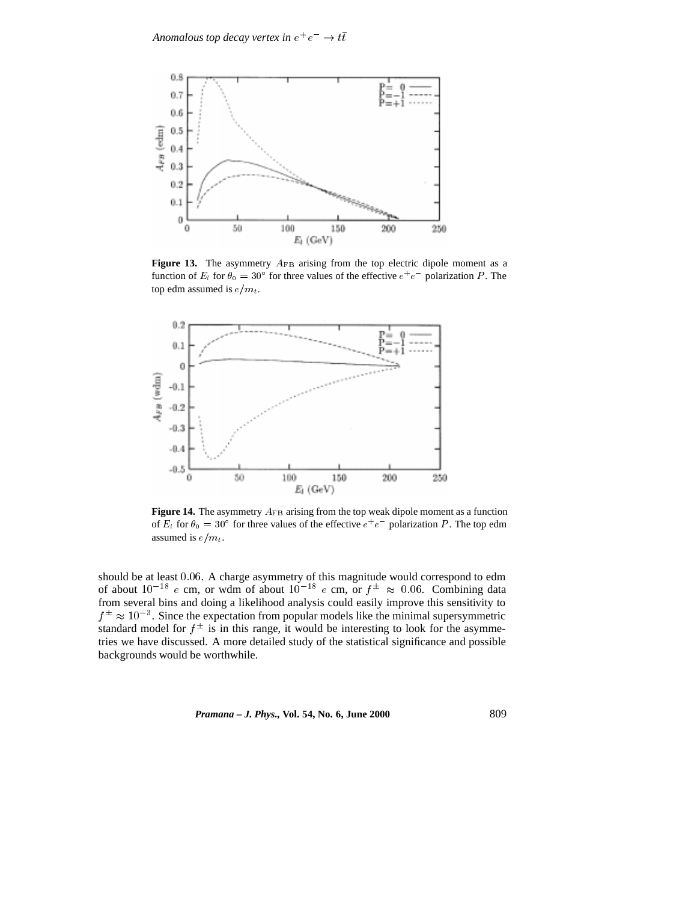**Figure 13.** The asymmetry $A_{\rm FB}$ arising from the top electric dipole moment as a function of $E_l$ for $\theta_0 = 30^\circ$ for three values of the effective $e^+e^-$ polarization $P$. The top edm assumed is $e/m_t$.

**Figure 14.** The asymmetry $A_{\rm FB}$ arising from the top weak dipole moment as a function of $E_l$ for $\theta_0 = 30^\circ$ for three values of the effective $e^+e^-$ polarization $P$. The top edm assumed is $e/m_t$.

should be at least 0.06. A charge asymmetry of this magnitude would correspond to edm of about $10^{-18}$ $e$ cm, or wdm of about $10^{-18}$ $e$ cm, or $f^{\pm} \approx 0.06$. Combining data from several bins and doing a likelihood analysis could easily improve this sensitivity to $f^{\pm} \approx 10^{-3}$. Since the expectation from popular models like the minimal supersymmetric standard model for $f^{\pm}$ is in this range, it would be interesting to look for the asymmetries we have discussed. A more detailed study of the statistical significance and possible backgrounds would be worthwhile.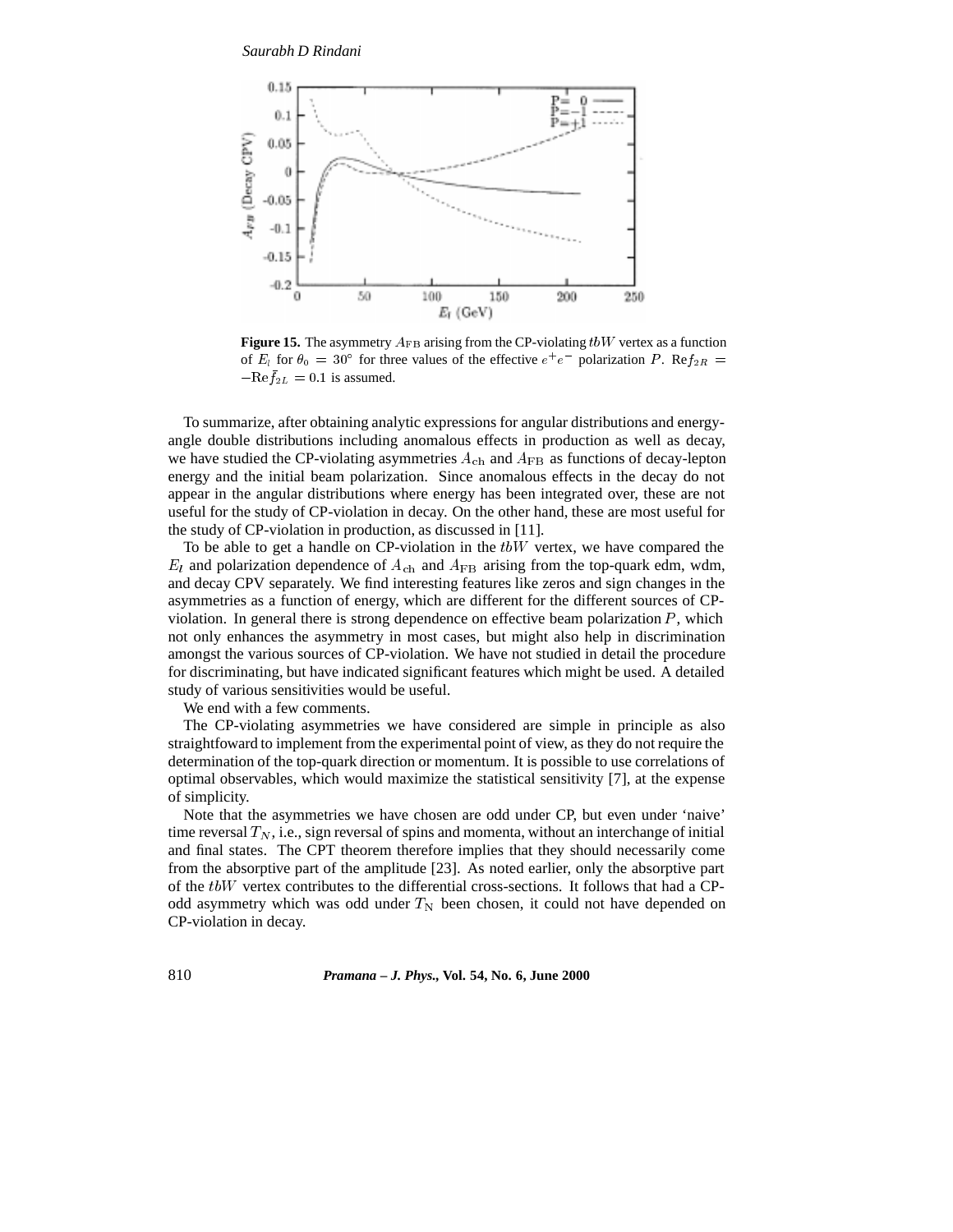**Figure 15.** The asymmetry $A_{\mathrm{FB}}$ arising from the CP-violating $tbW$ vertex as a function of $E_l$ for $\theta_0 = 30^\circ$ for three values of the effective $e^+e^-$ polarization $P$. $\mathrm{Re}f_{2R} = -\mathrm{Re}\bar{f}_{2L} = 0.1$ is assumed.

To summarize, after obtaining analytic expressions for angular distributions and energy-angle double distributions including anomalous effects in production as well as decay, we have studied the CP-violating asymmetries $A_{\mathrm{ch}}$ and $A_{\mathrm{FB}}$ as functions of decay-lepton energy and the initial beam polarization. Since anomalous effects in the decay do not appear in the angular distributions where energy has been integrated over, these are not useful for the study of CP-violation in decay. On the other hand, these are most useful for the study of CP-violation in production, as discussed in [11].

To be able to get a handle on CP-violation in the $tbW$ vertex, we have compared the $E_l$ and polarization dependence of $A_{\mathrm{ch}}$ and $A_{\mathrm{FB}}$ arising from the top-quark edm, wdm, and decay CPV separately. We find interesting features like zeros and sign changes in the asymmetries as a function of energy, which are different for the different sources of CP-violation. In general there is strong dependence on effective beam polarization $P$, which not only enhances the asymmetry in most cases, but might also help in discrimination amongst the various sources of CP-violation. We have not studied in detail the procedure for discriminating, but have indicated significant features which might be used. A detailed study of various sensitivities would be useful.

We end with a few comments.

The CP-violating asymmetries we have considered are simple in principle as also straightfoward to implement from the experimental point of view, as they do not require the determination of the top-quark direction or momentum. It is possible to use correlations of optimal observables, which would maximize the statistical sensitivity [7], at the expense of simplicity.

Note that the asymmetries we have chosen are odd under CP, but even under 'naive' time reversal $T_N$, i.e., sign reversal of spins and momenta, without an interchange of initial and final states. The CPT theorem therefore implies that they should necessarily come from the absorptive part of the amplitude [23]. As noted earlier, only the absorptive part of the $tbW$ vertex contributes to the differential cross-sections. It follows that had a CP-odd asymmetry which was odd under $T_{\mathrm{N}}$ been chosen, it could not have depended on CP-violation in decay.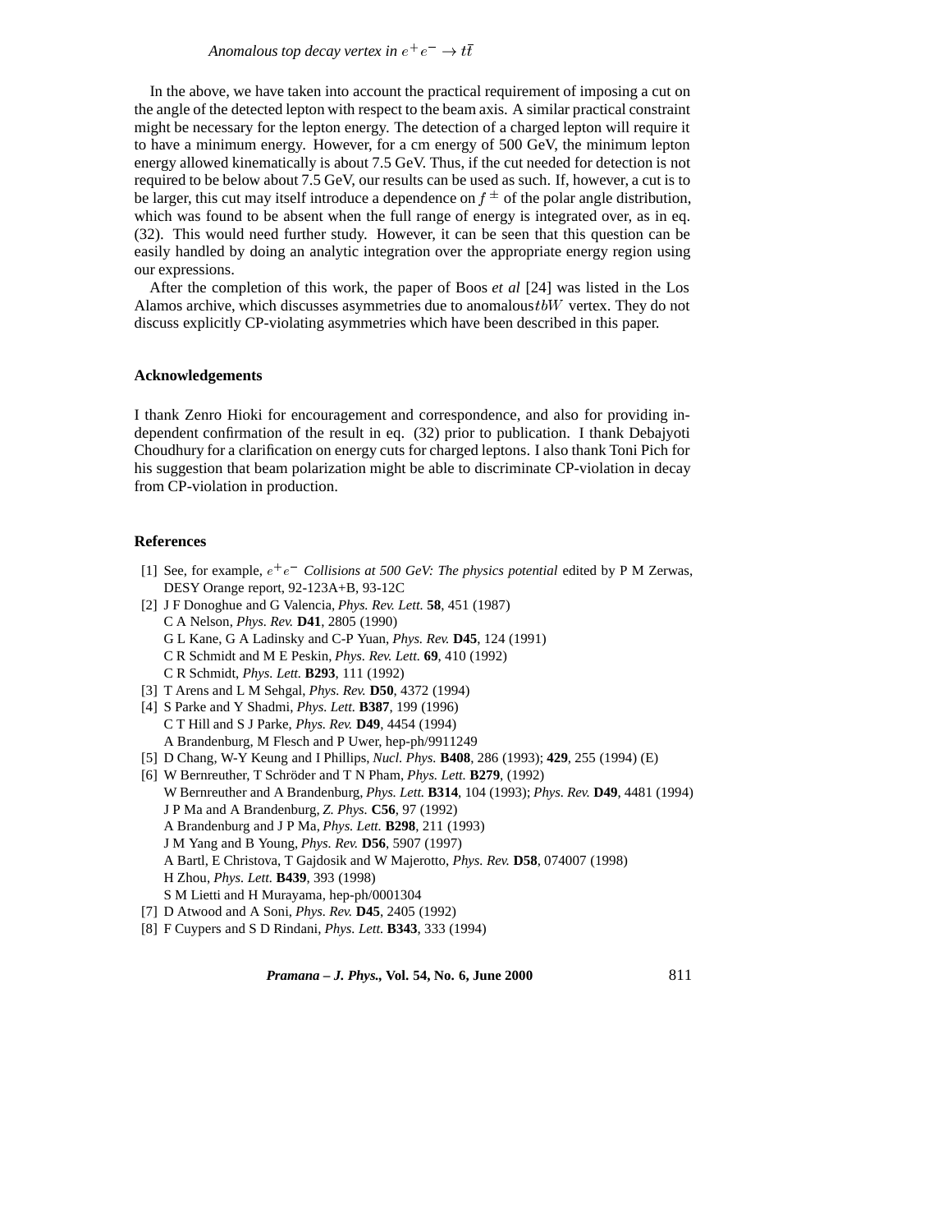In the above, we have taken into account the practical requirement of imposing a cut on the angle of the detected lepton with respect to the beam axis. A similar practical constraint might be necessary for the lepton energy. The detection of a charged lepton will require it to have a minimum energy. However, for a cm energy of 500 GeV, the minimum lepton energy allowed kinematically is about 7.5 GeV. Thus, if the cut needed for detection is not required to be below about 7.5 GeV, our results can be used as such. If, however, a cut is to be larger, this cut may itself introduce a dependence on $f^{\pm}$ of the polar angle distribution, which was found to be absent when the full range of energy is integrated over, as in eq. (32). This would need further study. However, it can be seen that this question can be easily handled by doing an analytic integration over the appropriate energy region using our expressions.

After the completion of this work, the paper of Boos *et al* [24] was listed in the Los Alamos archive, which discusses asymmetries due to anomalous $tbW$ vertex. They do not discuss explicitly CP-violating asymmetries which have been described in this paper.

### Acknowledgements

I thank Zenro Hioki for encouragement and correspondence, and also for providing independent confirmation of the result in eq. (32) prior to publication. I thank Debajyoti Choudhury for a clarification on energy cuts for charged leptons. I also thank Toni Pich for his suggestion that beam polarization might be able to discriminate CP-violation in decay from CP-violation in production.

### References

[1] See, for example, $e^+e^-$ *Collisions at 500 GeV: The physics potential* edited by P M Zerwas, DESY Orange report, 92-123A+B, 93-12C

[2] J F Donoghue and G Valencia, *Phys. Rev. Lett.* **58**, 451 (1987)
C A Nelson, *Phys. Rev.* **D41**, 2805 (1990)
G L Kane, G A Ladinsky and C-P Yuan, *Phys. Rev.* **D45**, 124 (1991)
C R Schmidt and M E Peskin, *Phys. Rev. Lett.* **69**, 410 (1992)
C R Schmidt, *Phys. Lett.* **B293**, 111 (1992)

[3] T Arens and L M Sehgal, *Phys. Rev.* **D50**, 4372 (1994)

[4] S Parke and Y Shadmi, *Phys. Lett.* **B387**, 199 (1996)
C T Hill and S J Parke, *Phys. Rev.* **D49**, 4454 (1994)
A Brandenburg, M Flesch and P Uwer, hep-ph/9911249

[5] D Chang, W-Y Keung and I Phillips, *Nucl. Phys.* **B408**, 286 (1993); **429**, 255 (1994) (E)

[6] W Bernreuther, T Schröder and T N Pham, *Phys. Lett.* **B279**, (1992)
W Bernreuther and A Brandenburg, *Phys. Lett.* **B314**, 104 (1993); *Phys. Rev.* **D49**, 4481 (1994)
J P Ma and A Brandenburg, *Z. Phys.* **C56**, 97 (1992)
A Brandenburg and J P Ma, *Phys. Lett.* **B298**, 211 (1993)
J M Yang and B Young, *Phys. Rev.* **D56**, 5907 (1997)
A Bartl, E Christova, T Gajdosik and W Majerotto, *Phys. Rev.* **D58**, 074007 (1998)
H Zhou, *Phys. Lett.* **B439**, 393 (1998)
S M Lietti and H Murayama, hep-ph/0001304

[7] D Atwood and A Soni, *Phys. Rev.* **D45**, 2405 (1992)

[8] F Cuypers and S D Rindani, *Phys. Lett.* **B343**, 333 (1994)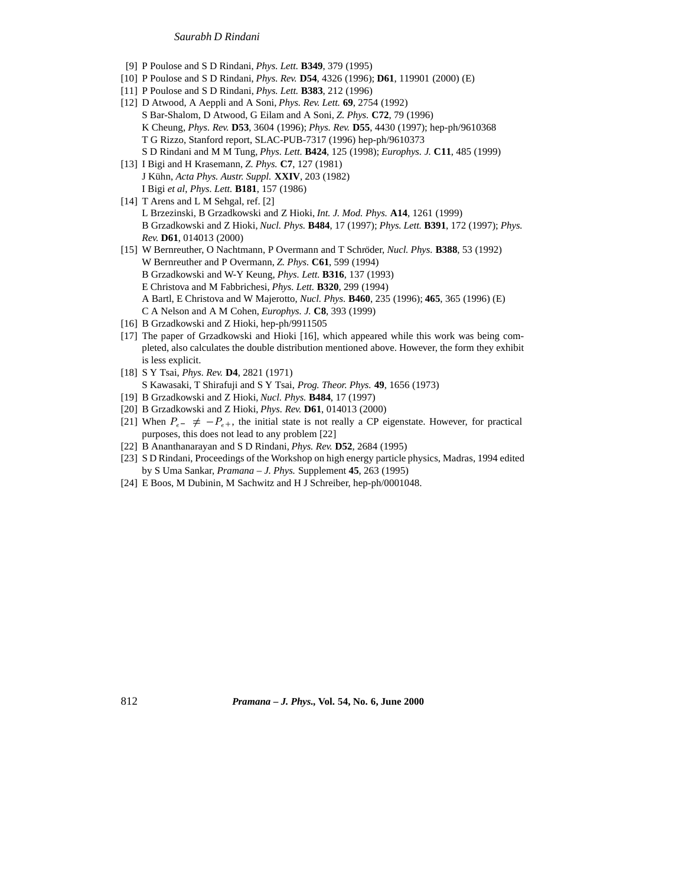[9] P Poulose and S D Rindani, *Phys. Lett.* **B349**, 379 (1995)

[10] P Poulose and S D Rindani, *Phys. Rev.* **D54**, 4326 (1996); **D61**, 119901 (2000) (E)

[11] P Poulose and S D Rindani, *Phys. Lett.* **B383**, 212 (1996)

[12] D Atwood, A Aeppli and A Soni, *Phys. Rev. Lett.* **69**, 2754 (1992)
S Bar-Shalom, D Atwood, G Eilam and A Soni, *Z. Phys.* **C72**, 79 (1996)
K Cheung, *Phys. Rev.* **D53**, 3604 (1996); *Phys. Rev.* **D55**, 4430 (1997); hep-ph/9610368
T G Rizzo, Stanford report, SLAC-PUB-7317 (1996) hep-ph/9610373
S D Rindani and M M Tung, *Phys. Lett.* **B424**, 125 (1998); *Europhys. J.* **C11**, 485 (1999)

[13] I Bigi and H Krasemann, *Z. Phys.* **C7**, 127 (1981)
J Kühn, *Acta Phys. Austr. Suppl.* **XXIV**, 203 (1982)
I Bigi *et al*, *Phys. Lett.* **B181**, 157 (1986)

[14] T Arens and L M Sehgal, ref. [2]
L Brzezinski, B Grzadkowski and Z Hioki, *Int. J. Mod. Phys.* **A14**, 1261 (1999)
B Grzadkowski and Z Hioki, *Nucl. Phys.* **B484**, 17 (1997); *Phys. Lett.* **B391**, 172 (1997); *Phys. Rev.* **D61**, 014013 (2000)

[15] W Bernreuther, O Nachtmann, P Overmann and T Schröder, *Nucl. Phys.* **B388**, 53 (1992)
W Bernreuther and P Overmann, *Z. Phys.* **C61**, 599 (1994)
B Grzadkowski and W-Y Keung, *Phys. Lett.* **B316**, 137 (1993)
E Christova and M Fabbrichesi, *Phys. Lett.* **B320**, 299 (1994)
A Bartl, E Christova and W Majerotto, *Nucl. Phys.* **B460**, 235 (1996); **465**, 365 (1996) (E)
C A Nelson and A M Cohen, *Europhys. J.* **C8**, 393 (1999)

[16] B Grzadkowski and Z Hioki, hep-ph/9911505

[17] The paper of Grzadkowski and Hioki [16], which appeared while this work was being completed, also calculates the double distribution mentioned above. However, the form they exhibit is less explicit.

[18] S Y Tsai, *Phys. Rev.* **D4**, 2821 (1971)
S Kawasaki, T Shirafuji and S Y Tsai, *Prog. Theor. Phys.* **49**, 1656 (1973)

[19] B Grzadkowski and Z Hioki, *Nucl. Phys.* **B484**, 17 (1997)

[20] B Grzadkowski and Z Hioki, *Phys. Rev.* **D61**, 014013 (2000)

[21] When $P_{e^-} \neq -P_{e^+}$, the initial state is not really a CP eigenstate. However, for practical purposes, this does not lead to any problem [22]

[22] B Ananthanarayan and S D Rindani, *Phys. Rev.* **D52**, 2684 (1995)

[23] S D Rindani, Proceedings of the Workshop on high energy particle physics, Madras, 1994 edited by S Uma Sankar, *Pramana – J. Phys.* Supplement **45**, 263 (1995)

[24] E Boos, M Dubinin, M Sachwitz and H J Schreiber, hep-ph/0001048.